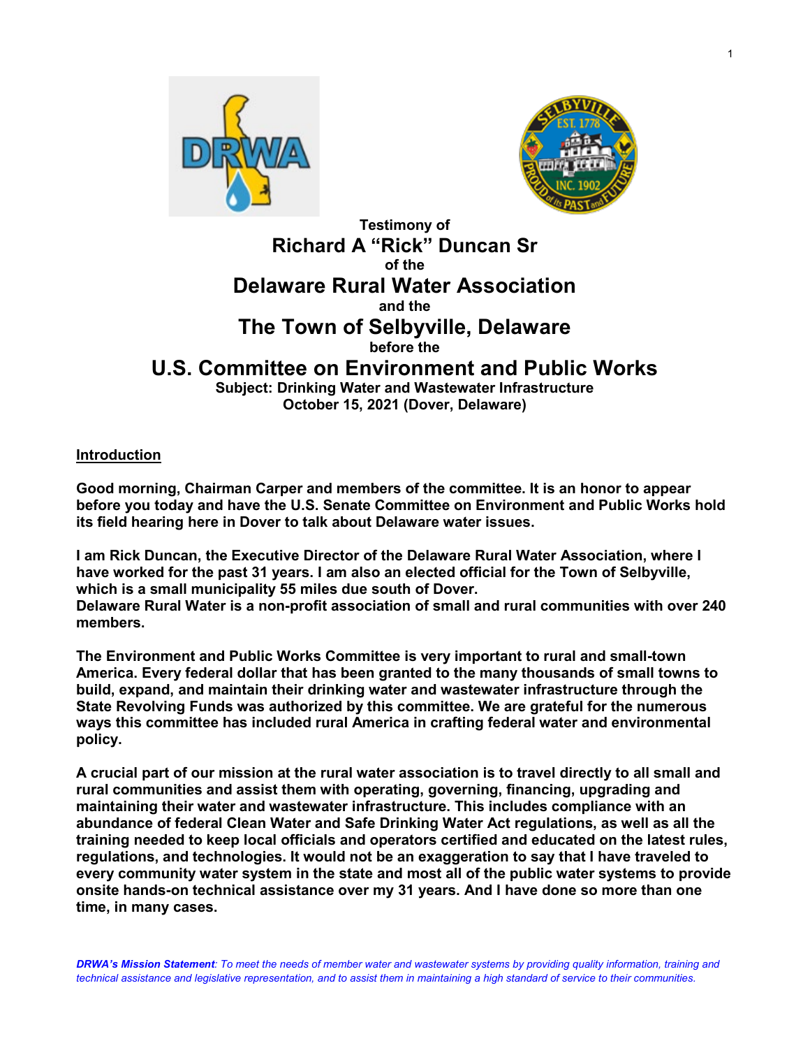Testimony of

# Richard A "Rick" Duncan Sr

of the

## Delaware Rural Water Association

and the

## The Town of Selbyville, Delaware

before the

## U.S. Committee on Environment and Public Works

**Subject: Drinking Water and Wastewater Infrastructure**
**October 15, 2021 (Dover, Delaware)**

### Introduction

**Good morning, Chairman Carper and members of the committee. It is an honor to appear before you today and have the U.S. Senate Committee on Environment and Public Works hold its field hearing here in Dover to talk about Delaware water issues.**

**I am Rick Duncan, the Executive Director of the Delaware Rural Water Association, where I have worked for the past 31 years. I am also an elected official for the Town of Selbyville, which is a small municipality 55 miles due south of Dover.**
**Delaware Rural Water is a non-profit association of small and rural communities with over 240 members.**

**The Environment and Public Works Committee is very important to rural and small-town America. Every federal dollar that has been granted to the many thousands of small towns to build, expand, and maintain their drinking water and wastewater infrastructure through the State Revolving Funds was authorized by this committee. We are grateful for the numerous ways this committee has included rural America in crafting federal water and environmental policy.**

**A crucial part of our mission at the rural water association is to travel directly to all small and rural communities and assist them with operating, governing, financing, upgrading and maintaining their water and wastewater infrastructure. This includes compliance with an abundance of federal Clean Water and Safe Drinking Water Act regulations, as well as all the training needed to keep local officials and operators certified and educated on the latest rules, regulations, and technologies. It would not be an exaggeration to say that I have traveled to every community water system in the state and most all of the public water systems to provide onsite hands-on technical assistance over my 31 years. And I have done so more than one time, in many cases.**

***DRWA's Mission Statement**: To meet the needs of member water and wastewater systems by providing quality information, training and technical assistance and legislative representation, and to assist them in maintaining a high standard of service to their communities.*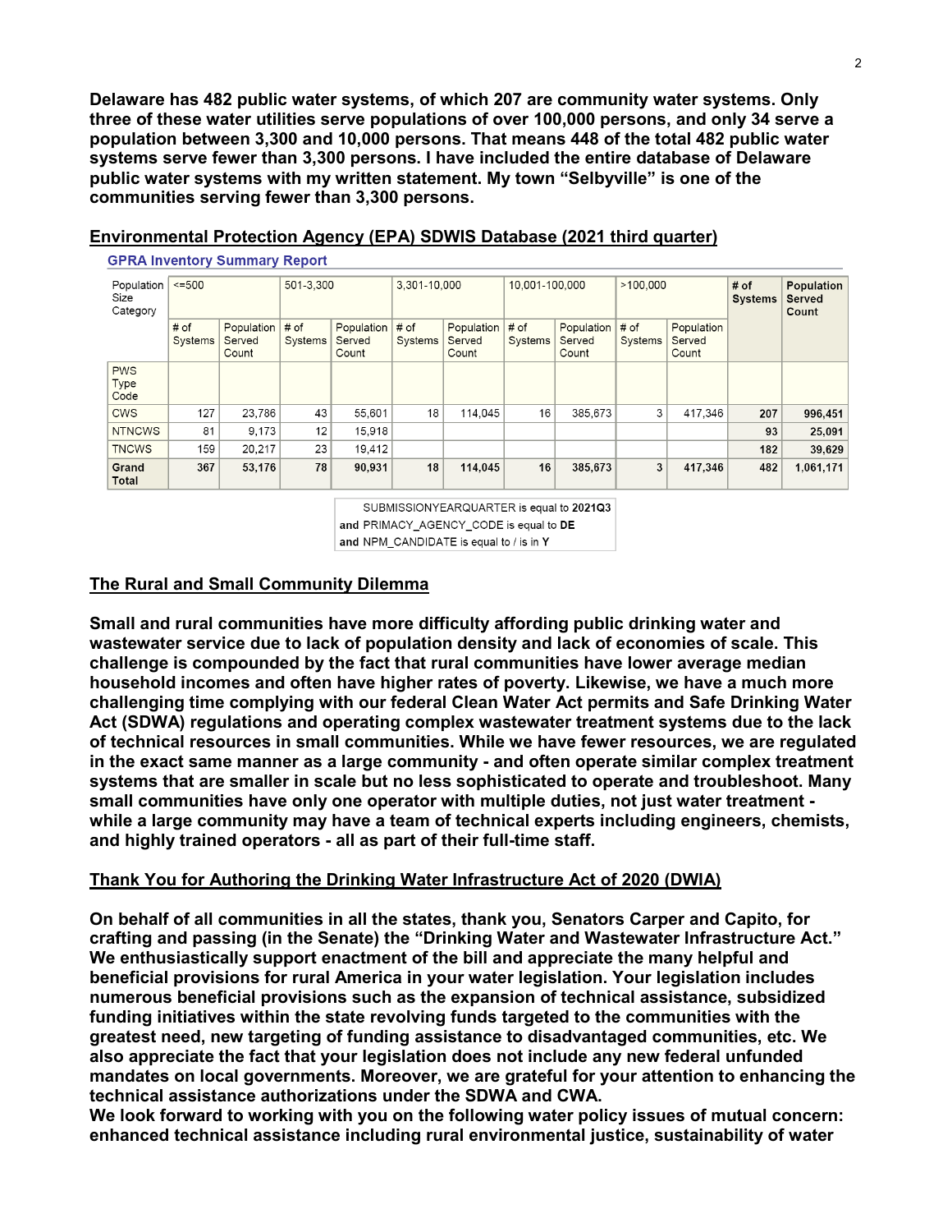**Delaware has 482 public water systems, of which 207 are community water systems. Only three of these water utilities serve populations of over 100,000 persons, and only 34 serve a population between 3,300 and 10,000 persons. That means 448 of the total 482 public water systems serve fewer than 3,300 persons. I have included the entire database of Delaware public water systems with my written statement. My town "Selbyville" is one of the communities serving fewer than 3,300 persons.**

## Environmental Protection Agency (EPA) SDWIS Database (2021 third quarter)

**GPRA Inventory Summary Report**

| Population Size Category | <=500 | | 501-3,300 | | 3,301-10,000 | | 10,001-100,000 | | >100,000 | | # of Systems | Population Served Count |
|---|---|---|---|---|---|---|---|---|---|---|---|---|
| | # of Systems | Population Served Count | # of Systems | Population Served Count | # of Systems | Population Served Count | # of Systems | Population Served Count | # of Systems | Population Served Count | | |
| PWS Type Code | | | | | | | | | | | | |
| CWS | 127 | 23,786 | 43 | 55,601 | 18 | 114,045 | 16 | 385,673 | 3 | 417,346 | **207** | **996,451** |
| NTNCWS | 81 | 9,173 | 12 | 15,918 | | | | | | | **93** | **25,091** |
| TNCWS | 159 | 20,217 | 23 | 19,412 | | | | | | | **182** | **39,629** |
| **Grand Total** | **367** | **53,176** | **78** | **90,931** | **18** | **114,045** | **16** | **385,673** | **3** | **417,346** | **482** | **1,061,171** |

SUBMISSIONYEARQUARTER is equal to **2021Q3**
and PRIMACY_AGENCY_CODE is equal to **DE**
and NPM_CANDIDATE is equal to / is in **Y**

## The Rural and Small Community Dilemma

**Small and rural communities have more difficulty affording public drinking water and wastewater service due to lack of population density and lack of economies of scale. This challenge is compounded by the fact that rural communities have lower average median household incomes and often have higher rates of poverty. Likewise, we have a much more challenging time complying with our federal Clean Water Act permits and Safe Drinking Water Act (SDWA) regulations and operating complex wastewater treatment systems due to the lack of technical resources in small communities. While we have fewer resources, we are regulated in the exact same manner as a large community - and often operate similar complex treatment systems that are smaller in scale but no less sophisticated to operate and troubleshoot. Many small communities have only one operator with multiple duties, not just water treatment - while a large community may have a team of technical experts including engineers, chemists, and highly trained operators - all as part of their full-time staff.**

## Thank You for Authoring the Drinking Water Infrastructure Act of 2020 (DWIA)

**On behalf of all communities in all the states, thank you, Senators Carper and Capito, for crafting and passing (in the Senate) the "Drinking Water and Wastewater Infrastructure Act." We enthusiastically support enactment of the bill and appreciate the many helpful and beneficial provisions for rural America in your water legislation. Your legislation includes numerous beneficial provisions such as the expansion of technical assistance, subsidized funding initiatives within the state revolving funds targeted to the communities with the greatest need, new targeting of funding assistance to disadvantaged communities, etc. We also appreciate the fact that your legislation does not include any new federal unfunded mandates on local governments. Moreover, we are grateful for your attention to enhancing the technical assistance authorizations under the SDWA and CWA.**
**We look forward to working with you on the following water policy issues of mutual concern: enhanced technical assistance including rural environmental justice, sustainability of water**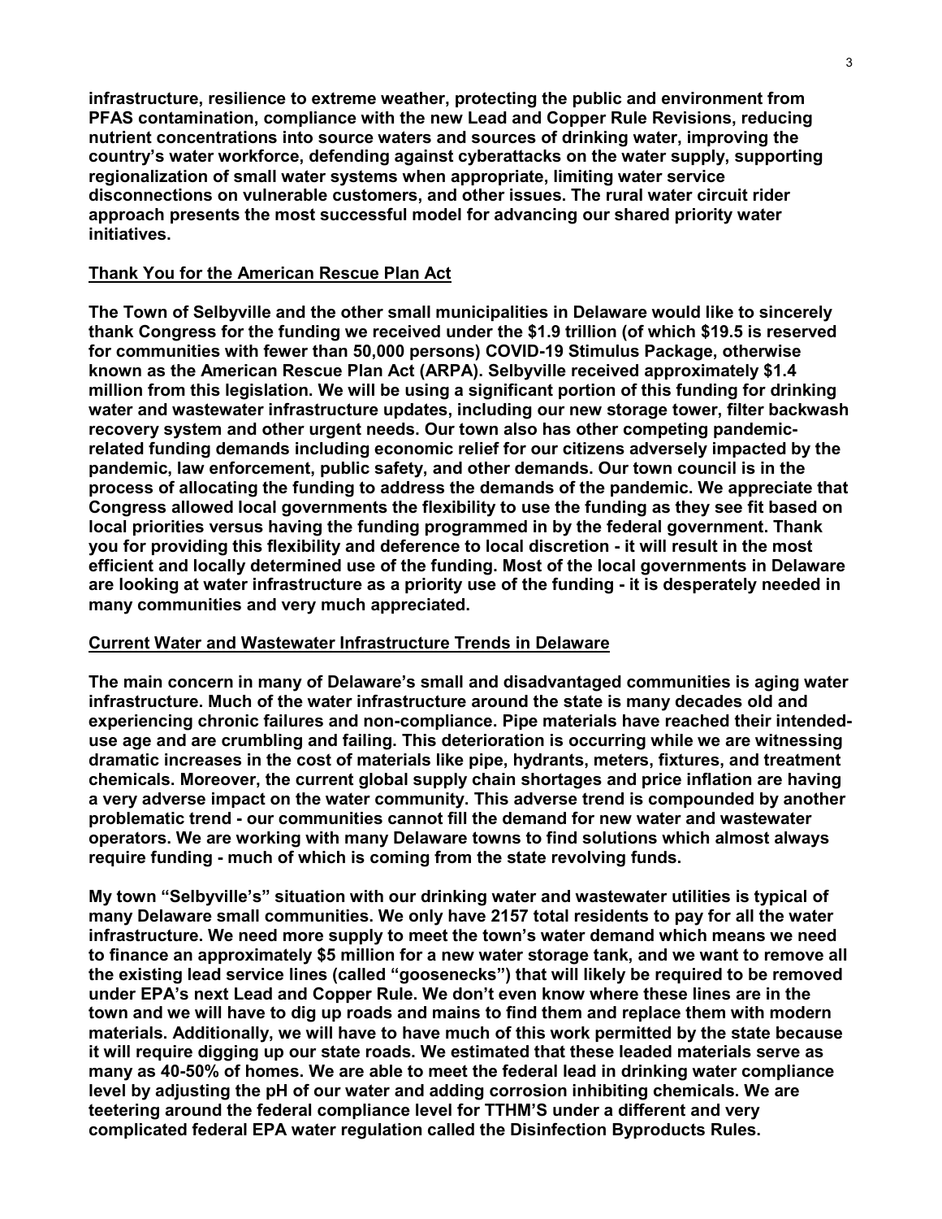**infrastructure, resilience to extreme weather, protecting the public and environment from PFAS contamination, compliance with the new Lead and Copper Rule Revisions, reducing nutrient concentrations into source waters and sources of drinking water, improving the country's water workforce, defending against cyberattacks on the water supply, supporting regionalization of small water systems when appropriate, limiting water service disconnections on vulnerable customers, and other issues. The rural water circuit rider approach presents the most successful model for advancing our shared priority water initiatives.**

## Thank You for the American Rescue Plan Act

**The Town of Selbyville and the other small municipalities in Delaware would like to sincerely thank Congress for the funding we received under the $1.9 trillion (of which $19.5 is reserved for communities with fewer than 50,000 persons) COVID-19 Stimulus Package, otherwise known as the American Rescue Plan Act (ARPA). Selbyville received approximately $1.4 million from this legislation. We will be using a significant portion of this funding for drinking water and wastewater infrastructure updates, including our new storage tower, filter backwash recovery system and other urgent needs. Our town also has other competing pandemic-related funding demands including economic relief for our citizens adversely impacted by the pandemic, law enforcement, public safety, and other demands. Our town council is in the process of allocating the funding to address the demands of the pandemic. We appreciate that Congress allowed local governments the flexibility to use the funding as they see fit based on local priorities versus having the funding programmed in by the federal government. Thank you for providing this flexibility and deference to local discretion - it will result in the most efficient and locally determined use of the funding. Most of the local governments in Delaware are looking at water infrastructure as a priority use of the funding - it is desperately needed in many communities and very much appreciated.**

## Current Water and Wastewater Infrastructure Trends in Delaware

**The main concern in many of Delaware's small and disadvantaged communities is aging water infrastructure. Much of the water infrastructure around the state is many decades old and experiencing chronic failures and non-compliance. Pipe materials have reached their intended-use age and are crumbling and failing. This deterioration is occurring while we are witnessing dramatic increases in the cost of materials like pipe, hydrants, meters, fixtures, and treatment chemicals. Moreover, the current global supply chain shortages and price inflation are having a very adverse impact on the water community. This adverse trend is compounded by another problematic trend - our communities cannot fill the demand for new water and wastewater operators. We are working with many Delaware towns to find solutions which almost always require funding - much of which is coming from the state revolving funds.**

**My town "Selbyville's" situation with our drinking water and wastewater utilities is typical of many Delaware small communities. We only have 2157 total residents to pay for all the water infrastructure. We need more supply to meet the town's water demand which means we need to finance an approximately $5 million for a new water storage tank, and we want to remove all the existing lead service lines (called "goosenecks") that will likely be required to be removed under EPA's next Lead and Copper Rule. We don't even know where these lines are in the town and we will have to dig up roads and mains to find them and replace them with modern materials. Additionally, we will have to have much of this work permitted by the state because it will require digging up our state roads. We estimated that these leaded materials serve as many as 40-50% of homes. We are able to meet the federal lead in drinking water compliance level by adjusting the pH of our water and adding corrosion inhibiting chemicals. We are teetering around the federal compliance level for TTHM'S under a different and very complicated federal EPA water regulation called the Disinfection Byproducts Rules.**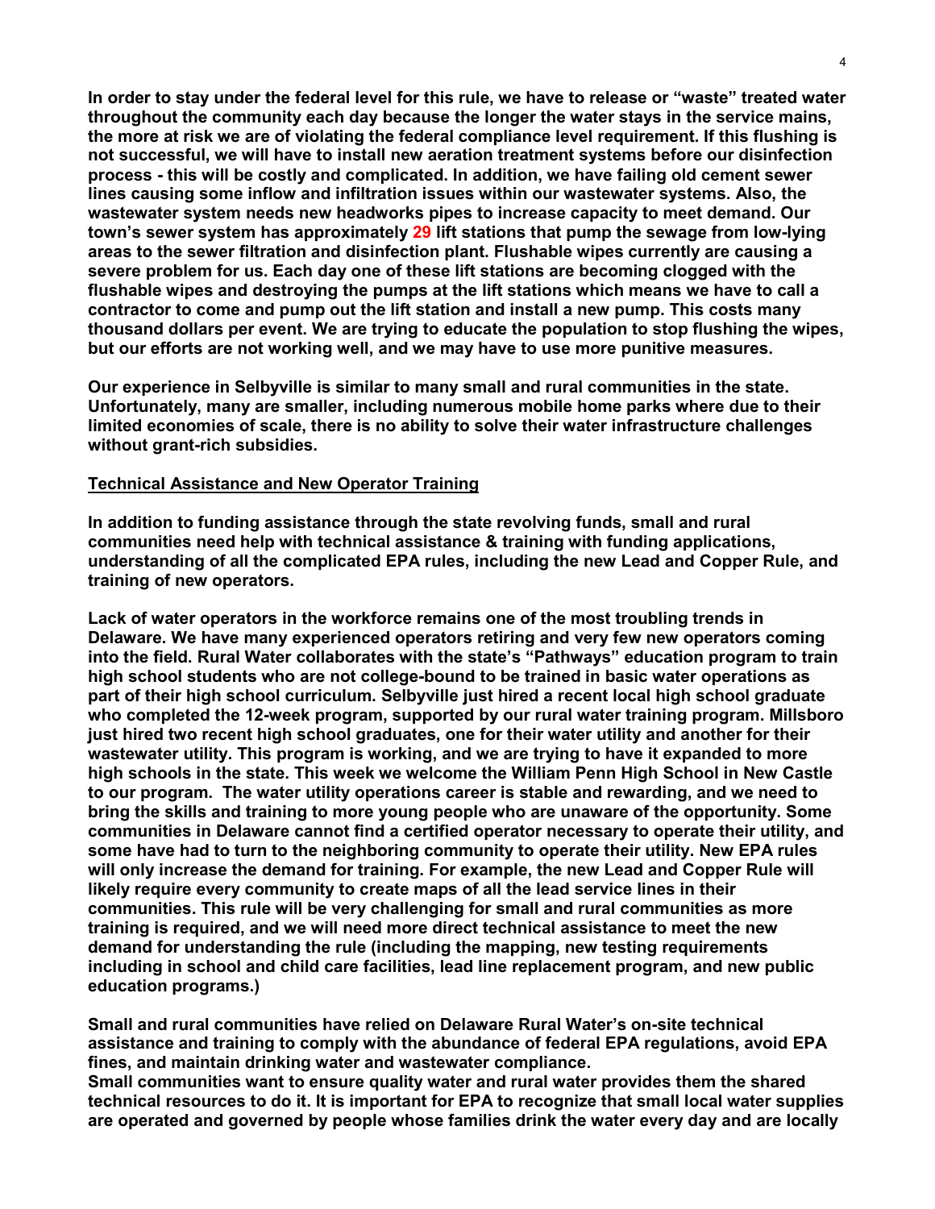**In order to stay under the federal level for this rule, we have to release or "waste" treated water throughout the community each day because the longer the water stays in the service mains, the more at risk we are of violating the federal compliance level requirement. If this flushing is not successful, we will have to install new aeration treatment systems before our disinfection process - this will be costly and complicated. In addition, we have failing old cement sewer lines causing some inflow and infiltration issues within our wastewater systems. Also, the wastewater system needs new headworks pipes to increase capacity to meet demand. Our town's sewer system has approximately 29 lift stations that pump the sewage from low-lying areas to the sewer filtration and disinfection plant. Flushable wipes currently are causing a severe problem for us. Each day one of these lift stations are becoming clogged with the flushable wipes and destroying the pumps at the lift stations which means we have to call a contractor to come and pump out the lift station and install a new pump. This costs many thousand dollars per event. We are trying to educate the population to stop flushing the wipes, but our efforts are not working well, and we may have to use more punitive measures.**

**Our experience in Selbyville is similar to many small and rural communities in the state. Unfortunately, many are smaller, including numerous mobile home parks where due to their limited economies of scale, there is no ability to solve their water infrastructure challenges without grant-rich subsidies.**

**Technical Assistance and New Operator Training**

**In addition to funding assistance through the state revolving funds, small and rural communities need help with technical assistance & training with funding applications, understanding of all the complicated EPA rules, including the new Lead and Copper Rule, and training of new operators.**

**Lack of water operators in the workforce remains one of the most troubling trends in Delaware. We have many experienced operators retiring and very few new operators coming into the field. Rural Water collaborates with the state's "Pathways" education program to train high school students who are not college-bound to be trained in basic water operations as part of their high school curriculum. Selbyville just hired a recent local high school graduate who completed the 12-week program, supported by our rural water training program. Millsboro just hired two recent high school graduates, one for their water utility and another for their wastewater utility. This program is working, and we are trying to have it expanded to more high schools in the state. This week we welcome the William Penn High School in New Castle to our program. The water utility operations career is stable and rewarding, and we need to bring the skills and training to more young people who are unaware of the opportunity. Some communities in Delaware cannot find a certified operator necessary to operate their utility, and some have had to turn to the neighboring community to operate their utility. New EPA rules will only increase the demand for training. For example, the new Lead and Copper Rule will likely require every community to create maps of all the lead service lines in their communities. This rule will be very challenging for small and rural communities as more training is required, and we will need more direct technical assistance to meet the new demand for understanding the rule (including the mapping, new testing requirements including in school and child care facilities, lead line replacement program, and new public education programs.)**

**Small and rural communities have relied on Delaware Rural Water's on-site technical assistance and training to comply with the abundance of federal EPA regulations, avoid EPA fines, and maintain drinking water and wastewater compliance.**
**Small communities want to ensure quality water and rural water provides them the shared technical resources to do it. It is important for EPA to recognize that small local water supplies are operated and governed by people whose families drink the water every day and are locally**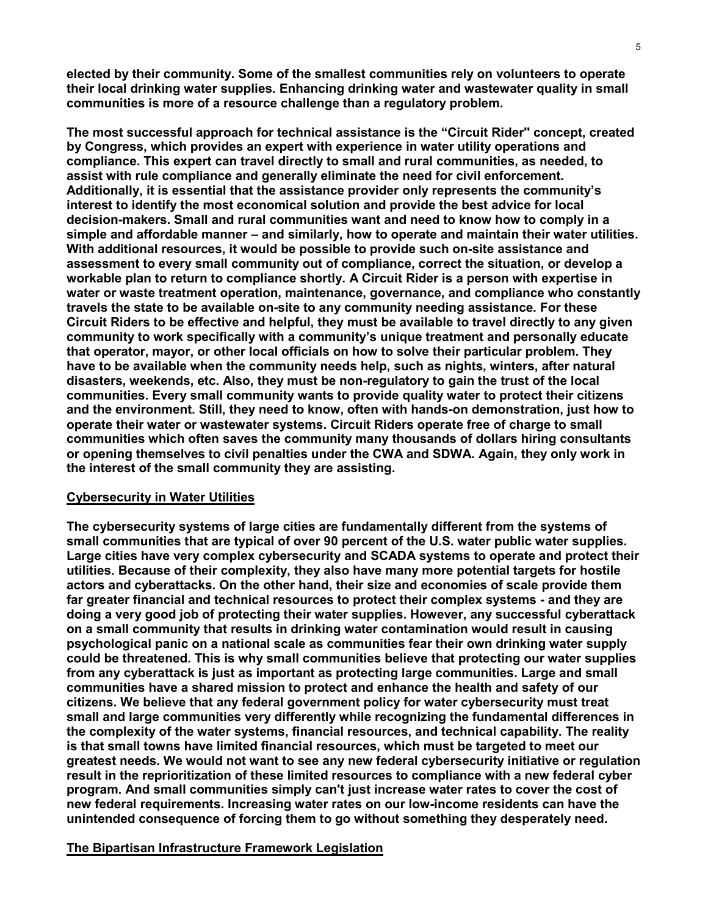**elected by their community. Some of the smallest communities rely on volunteers to operate their local drinking water supplies. Enhancing drinking water and wastewater quality in small communities is more of a resource challenge than a regulatory problem.**

**The most successful approach for technical assistance is the "Circuit Rider" concept, created by Congress, which provides an expert with experience in water utility operations and compliance. This expert can travel directly to small and rural communities, as needed, to assist with rule compliance and generally eliminate the need for civil enforcement. Additionally, it is essential that the assistance provider only represents the community's interest to identify the most economical solution and provide the best advice for local decision-makers. Small and rural communities want and need to know how to comply in a simple and affordable manner – and similarly, how to operate and maintain their water utilities. With additional resources, it would be possible to provide such on-site assistance and assessment to every small community out of compliance, correct the situation, or develop a workable plan to return to compliance shortly. A Circuit Rider is a person with expertise in water or waste treatment operation, maintenance, governance, and compliance who constantly travels the state to be available on-site to any community needing assistance. For these Circuit Riders to be effective and helpful, they must be available to travel directly to any given community to work specifically with a community's unique treatment and personally educate that operator, mayor, or other local officials on how to solve their particular problem. They have to be available when the community needs help, such as nights, winters, after natural disasters, weekends, etc. Also, they must be non-regulatory to gain the trust of the local communities. Every small community wants to provide quality water to protect their citizens and the environment. Still, they need to know, often with hands-on demonstration, just how to operate their water or wastewater systems. Circuit Riders operate free of charge to small communities which often saves the community many thousands of dollars hiring consultants or opening themselves to civil penalties under the CWA and SDWA. Again, they only work in the interest of the small community they are assisting.**

## Cybersecurity in Water Utilities

**The cybersecurity systems of large cities are fundamentally different from the systems of small communities that are typical of over 90 percent of the U.S. water public water supplies. Large cities have very complex cybersecurity and SCADA systems to operate and protect their utilities. Because of their complexity, they also have many more potential targets for hostile actors and cyberattacks. On the other hand, their size and economies of scale provide them far greater financial and technical resources to protect their complex systems - and they are doing a very good job of protecting their water supplies. However, any successful cyberattack on a small community that results in drinking water contamination would result in causing psychological panic on a national scale as communities fear their own drinking water supply could be threatened. This is why small communities believe that protecting our water supplies from any cyberattack is just as important as protecting large communities. Large and small communities have a shared mission to protect and enhance the health and safety of our citizens. We believe that any federal government policy for water cybersecurity must treat small and large communities very differently while recognizing the fundamental differences in the complexity of the water systems, financial resources, and technical capability. The reality is that small towns have limited financial resources, which must be targeted to meet our greatest needs. We would not want to see any new federal cybersecurity initiative or regulation result in the reprioritization of these limited resources to compliance with a new federal cyber program. And small communities simply can't just increase water rates to cover the cost of new federal requirements. Increasing water rates on our low-income residents can have the unintended consequence of forcing them to go without something they desperately need.**

## The Bipartisan Infrastructure Framework Legislation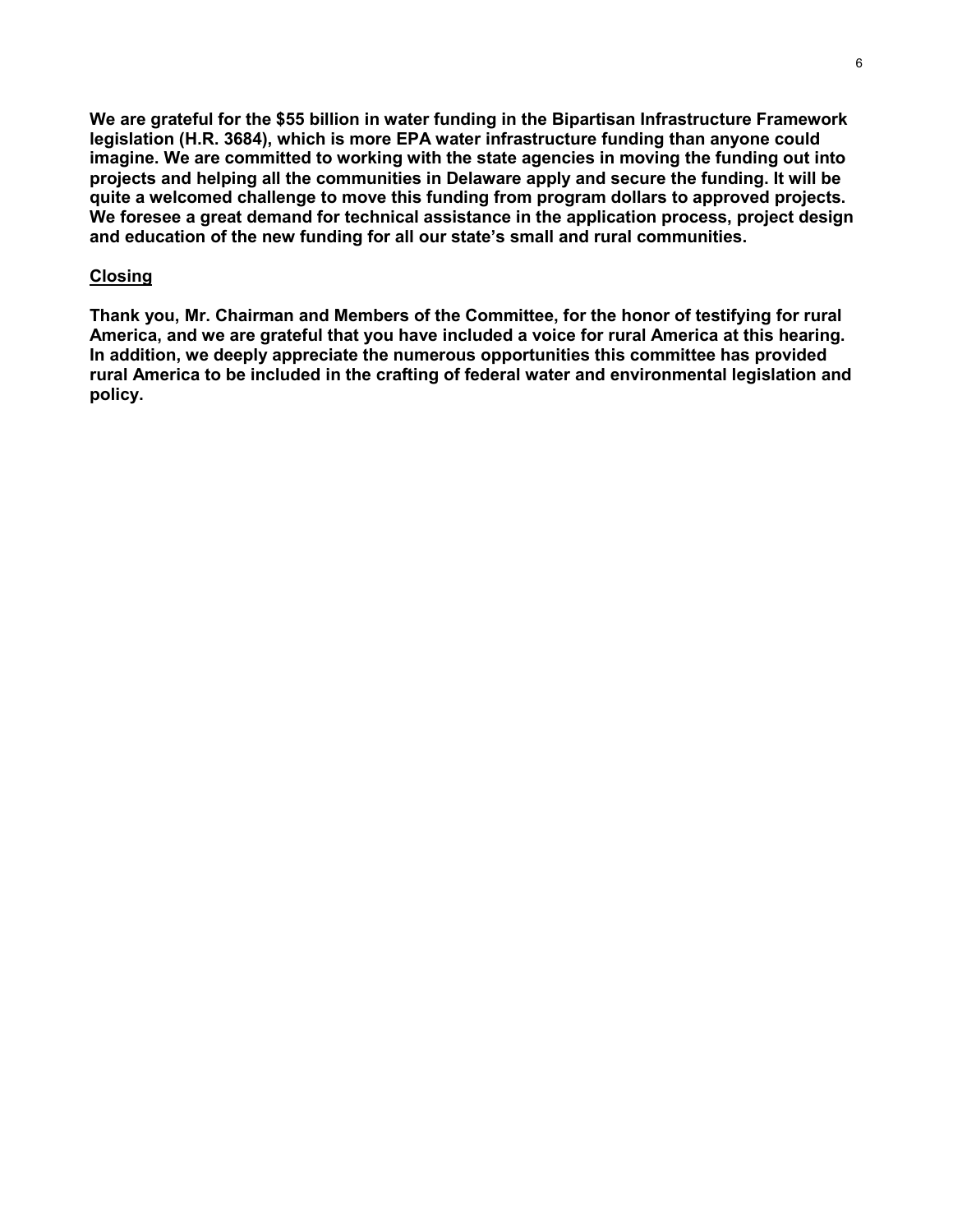**We are grateful for the $55 billion in water funding in the Bipartisan Infrastructure Framework legislation (H.R. 3684), which is more EPA water infrastructure funding than anyone could imagine. We are committed to working with the state agencies in moving the funding out into projects and helping all the communities in Delaware apply and secure the funding. It will be quite a welcomed challenge to move this funding from program dollars to approved projects. We foresee a great demand for technical assistance in the application process, project design and education of the new funding for all our state's small and rural communities.**

## Closing

**Thank you, Mr. Chairman and Members of the Committee, for the honor of testifying for rural America, and we are grateful that you have included a voice for rural America at this hearing. In addition, we deeply appreciate the numerous opportunities this committee has provided rural America to be included in the crafting of federal water and environmental legislation and policy.**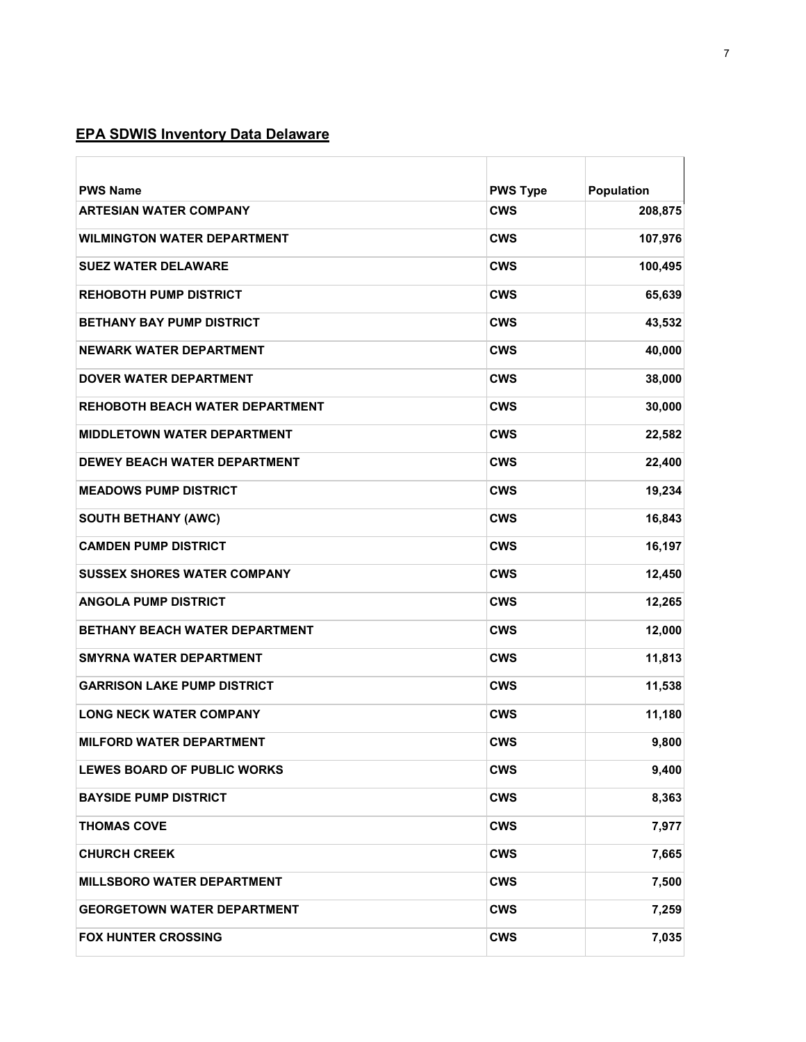## EPA SDWIS Inventory Data Delaware

| PWS Name | PWS Type | Population |
|---|---|---|
| ARTESIAN WATER COMPANY | CWS | 208,875 |
| WILMINGTON WATER DEPARTMENT | CWS | 107,976 |
| SUEZ WATER DELAWARE | CWS | 100,495 |
| REHOBOTH PUMP DISTRICT | CWS | 65,639 |
| BETHANY BAY PUMP DISTRICT | CWS | 43,532 |
| NEWARK WATER DEPARTMENT | CWS | 40,000 |
| DOVER WATER DEPARTMENT | CWS | 38,000 |
| REHOBOTH BEACH WATER DEPARTMENT | CWS | 30,000 |
| MIDDLETOWN WATER DEPARTMENT | CWS | 22,582 |
| DEWEY BEACH WATER DEPARTMENT | CWS | 22,400 |
| MEADOWS PUMP DISTRICT | CWS | 19,234 |
| SOUTH BETHANY (AWC) | CWS | 16,843 |
| CAMDEN PUMP DISTRICT | CWS | 16,197 |
| SUSSEX SHORES WATER COMPANY | CWS | 12,450 |
| ANGOLA PUMP DISTRICT | CWS | 12,265 |
| BETHANY BEACH WATER DEPARTMENT | CWS | 12,000 |
| SMYRNA WATER DEPARTMENT | CWS | 11,813 |
| GARRISON LAKE PUMP DISTRICT | CWS | 11,538 |
| LONG NECK WATER COMPANY | CWS | 11,180 |
| MILFORD WATER DEPARTMENT | CWS | 9,800 |
| LEWES BOARD OF PUBLIC WORKS | CWS | 9,400 |
| BAYSIDE PUMP DISTRICT | CWS | 8,363 |
| THOMAS COVE | CWS | 7,977 |
| CHURCH CREEK | CWS | 7,665 |
| MILLSBORO WATER DEPARTMENT | CWS | 7,500 |
| GEORGETOWN WATER DEPARTMENT | CWS | 7,259 |
| FOX HUNTER CROSSING | CWS | 7,035 |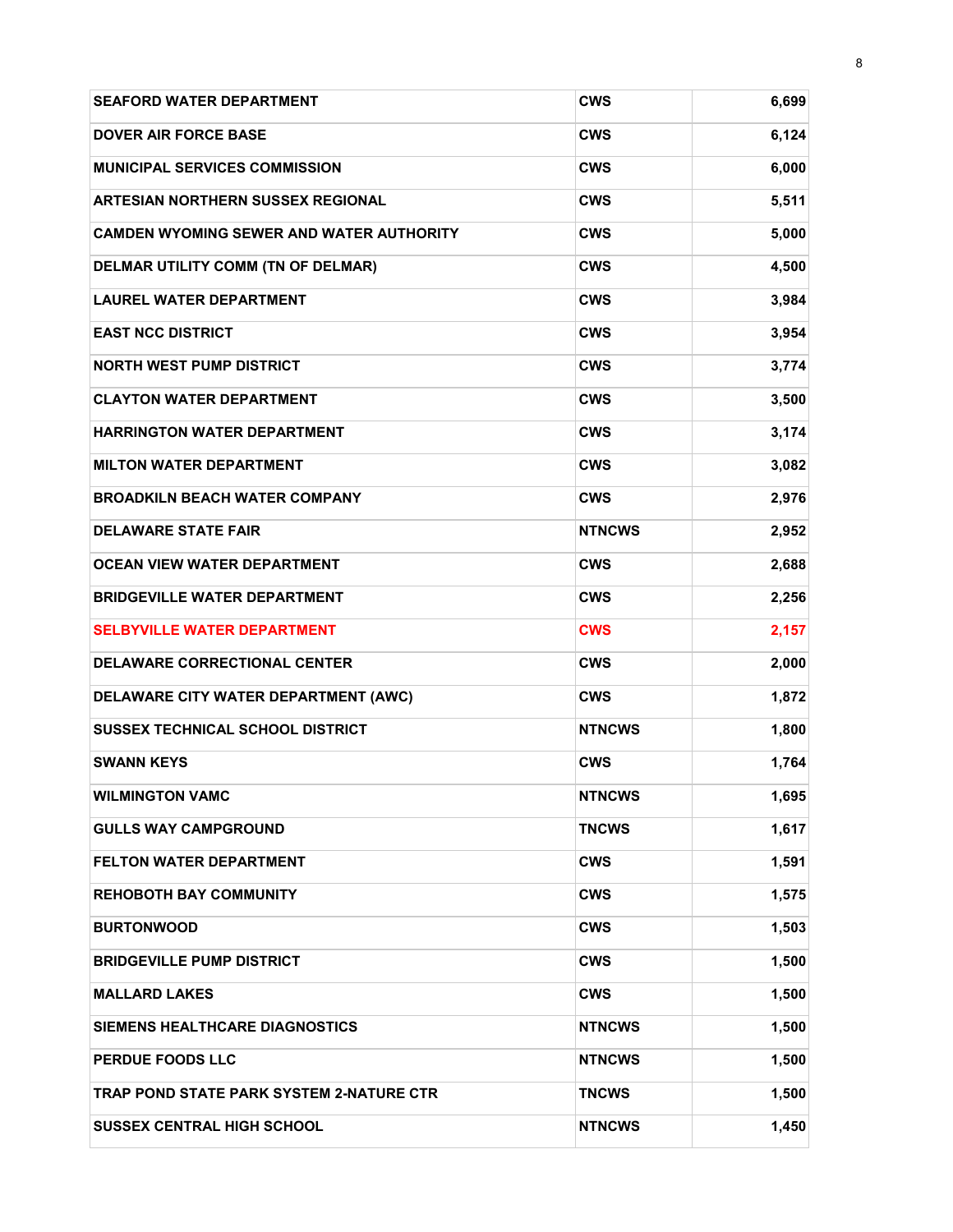| | | |
|---|---|---|
| **SEAFORD WATER DEPARTMENT** | **CWS** | **6,699** |
| **DOVER AIR FORCE BASE** | **CWS** | **6,124** |
| **MUNICIPAL SERVICES COMMISSION** | **CWS** | **6,000** |
| **ARTESIAN NORTHERN SUSSEX REGIONAL** | **CWS** | **5,511** |
| **CAMDEN WYOMING SEWER AND WATER AUTHORITY** | **CWS** | **5,000** |
| **DELMAR UTILITY COMM (TN OF DELMAR)** | **CWS** | **4,500** |
| **LAUREL WATER DEPARTMENT** | **CWS** | **3,984** |
| **EAST NCC DISTRICT** | **CWS** | **3,954** |
| **NORTH WEST PUMP DISTRICT** | **CWS** | **3,774** |
| **CLAYTON WATER DEPARTMENT** | **CWS** | **3,500** |
| **HARRINGTON WATER DEPARTMENT** | **CWS** | **3,174** |
| **MILTON WATER DEPARTMENT** | **CWS** | **3,082** |
| **BROADKILN BEACH WATER COMPANY** | **CWS** | **2,976** |
| **DELAWARE STATE FAIR** | **NTNCWS** | **2,952** |
| **OCEAN VIEW WATER DEPARTMENT** | **CWS** | **2,688** |
| **BRIDGEVILLE WATER DEPARTMENT** | **CWS** | **2,256** |
| **SELBYVILLE WATER DEPARTMENT** | **CWS** | **2,157** |
| **DELAWARE CORRECTIONAL CENTER** | **CWS** | **2,000** |
| **DELAWARE CITY WATER DEPARTMENT (AWC)** | **CWS** | **1,872** |
| **SUSSEX TECHNICAL SCHOOL DISTRICT** | **NTNCWS** | **1,800** |
| **SWANN KEYS** | **CWS** | **1,764** |
| **WILMINGTON VAMC** | **NTNCWS** | **1,695** |
| **GULLS WAY CAMPGROUND** | **TNCWS** | **1,617** |
| **FELTON WATER DEPARTMENT** | **CWS** | **1,591** |
| **REHOBOTH BAY COMMUNITY** | **CWS** | **1,575** |
| **BURTONWOOD** | **CWS** | **1,503** |
| **BRIDGEVILLE PUMP DISTRICT** | **CWS** | **1,500** |
| **MALLARD LAKES** | **CWS** | **1,500** |
| **SIEMENS HEALTHCARE DIAGNOSTICS** | **NTNCWS** | **1,500** |
| **PERDUE FOODS LLC** | **NTNCWS** | **1,500** |
| **TRAP POND STATE PARK SYSTEM 2-NATURE CTR** | **TNCWS** | **1,500** |
| **SUSSEX CENTRAL HIGH SCHOOL** | **NTNCWS** | **1,450** |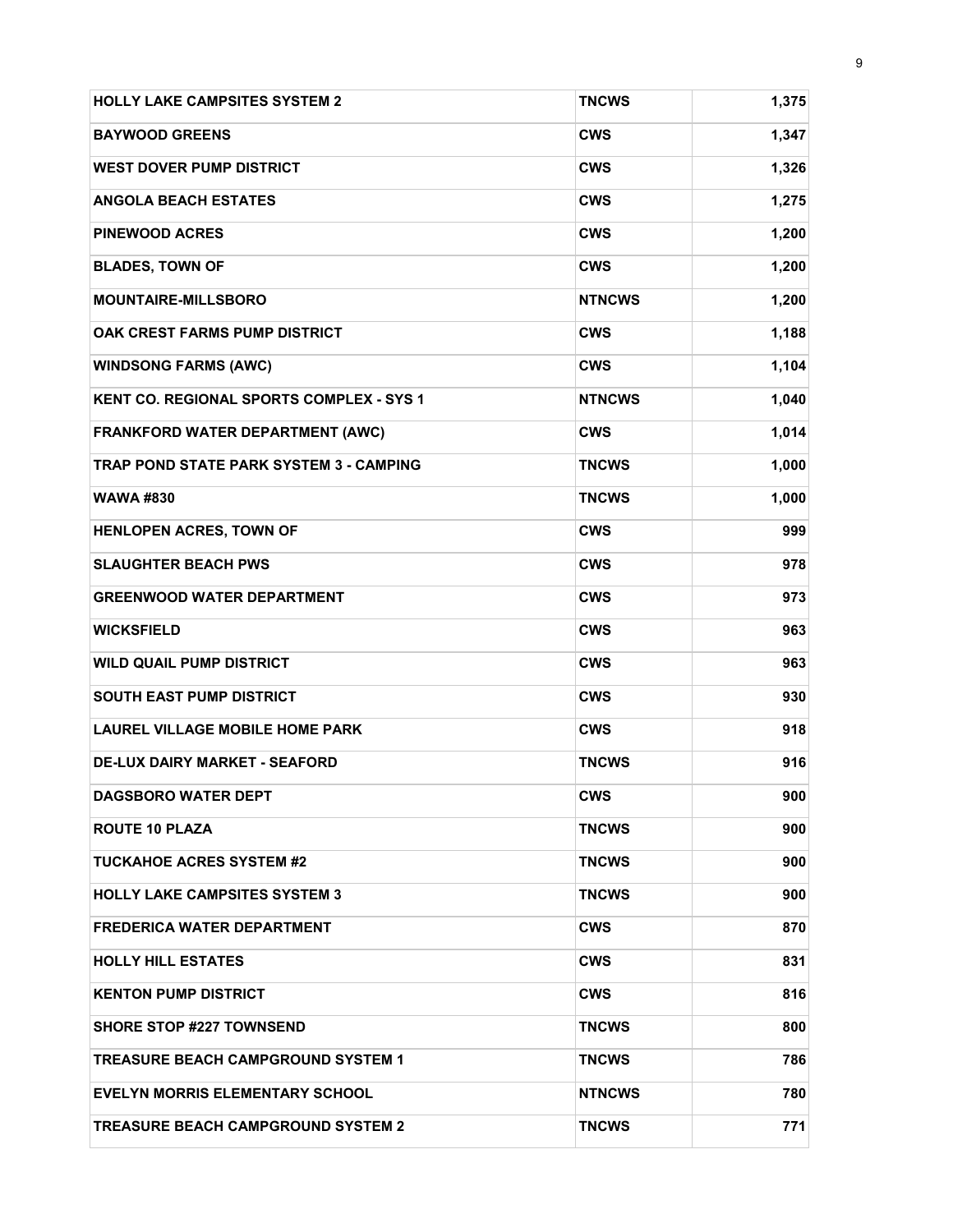| HOLLY LAKE CAMPSITES SYSTEM 2 | TNCWS | 1,375 |
|---|---|---|
| BAYWOOD GREENS | CWS | 1,347 |
| WEST DOVER PUMP DISTRICT | CWS | 1,326 |
| ANGOLA BEACH ESTATES | CWS | 1,275 |
| PINEWOOD ACRES | CWS | 1,200 |
| BLADES, TOWN OF | CWS | 1,200 |
| MOUNTAIRE-MILLSBORO | NTNCWS | 1,200 |
| OAK CREST FARMS PUMP DISTRICT | CWS | 1,188 |
| WINDSONG FARMS (AWC) | CWS | 1,104 |
| KENT CO. REGIONAL SPORTS COMPLEX - SYS 1 | NTNCWS | 1,040 |
| FRANKFORD WATER DEPARTMENT (AWC) | CWS | 1,014 |
| TRAP POND STATE PARK SYSTEM 3 - CAMPING | TNCWS | 1,000 |
| WAWA #830 | TNCWS | 1,000 |
| HENLOPEN ACRES, TOWN OF | CWS | 999 |
| SLAUGHTER BEACH PWS | CWS | 978 |
| GREENWOOD WATER DEPARTMENT | CWS | 973 |
| WICKSFIELD | CWS | 963 |
| WILD QUAIL PUMP DISTRICT | CWS | 963 |
| SOUTH EAST PUMP DISTRICT | CWS | 930 |
| LAUREL VILLAGE MOBILE HOME PARK | CWS | 918 |
| DE-LUX DAIRY MARKET - SEAFORD | TNCWS | 916 |
| DAGSBORO WATER DEPT | CWS | 900 |
| ROUTE 10 PLAZA | TNCWS | 900 |
| TUCKAHOE ACRES SYSTEM #2 | TNCWS | 900 |
| HOLLY LAKE CAMPSITES SYSTEM 3 | TNCWS | 900 |
| FREDERICA WATER DEPARTMENT | CWS | 870 |
| HOLLY HILL ESTATES | CWS | 831 |
| KENTON PUMP DISTRICT | CWS | 816 |
| SHORE STOP #227 TOWNSEND | TNCWS | 800 |
| TREASURE BEACH CAMPGROUND SYSTEM 1 | TNCWS | 786 |
| EVELYN MORRIS ELEMENTARY SCHOOL | NTNCWS | 780 |
| TREASURE BEACH CAMPGROUND SYSTEM 2 | TNCWS | 771 |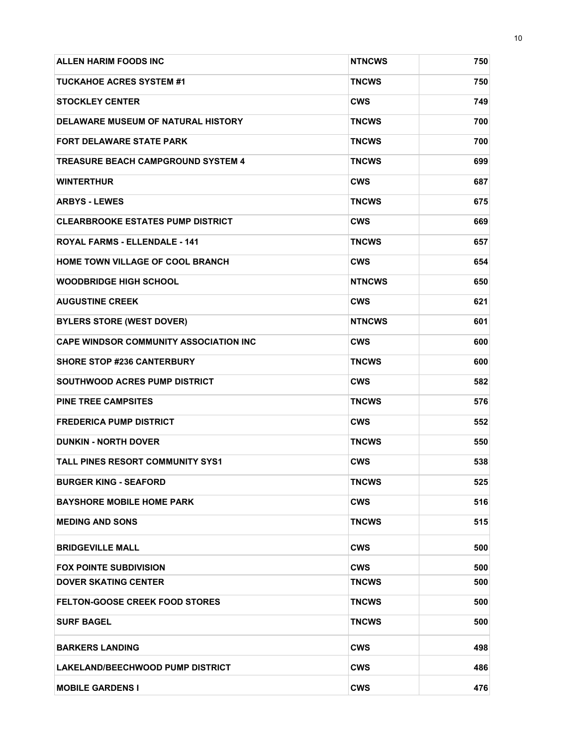| ALLEN HARIM FOODS INC | NTNCWS | 750 |
|---|---|---|
| TUCKAHOE ACRES SYSTEM #1 | TNCWS | 750 |
| STOCKLEY CENTER | CWS | 749 |
| DELAWARE MUSEUM OF NATURAL HISTORY | TNCWS | 700 |
| FORT DELAWARE STATE PARK | TNCWS | 700 |
| TREASURE BEACH CAMPGROUND SYSTEM 4 | TNCWS | 699 |
| WINTERTHUR | CWS | 687 |
| ARBYS - LEWES | TNCWS | 675 |
| CLEARBROOKE ESTATES PUMP DISTRICT | CWS | 669 |
| ROYAL FARMS - ELLENDALE - 141 | TNCWS | 657 |
| HOME TOWN VILLAGE OF COOL BRANCH | CWS | 654 |
| WOODBRIDGE HIGH SCHOOL | NTNCWS | 650 |
| AUGUSTINE CREEK | CWS | 621 |
| BYLERS STORE (WEST DOVER) | NTNCWS | 601 |
| CAPE WINDSOR COMMUNITY ASSOCIATION INC | CWS | 600 |
| SHORE STOP #236 CANTERBURY | TNCWS | 600 |
| SOUTHWOOD ACRES PUMP DISTRICT | CWS | 582 |
| PINE TREE CAMPSITES | TNCWS | 576 |
| FREDERICA PUMP DISTRICT | CWS | 552 |
| DUNKIN - NORTH DOVER | TNCWS | 550 |
| TALL PINES RESORT COMMUNITY SYS1 | CWS | 538 |
| BURGER KING - SEAFORD | TNCWS | 525 |
| BAYSHORE MOBILE HOME PARK | CWS | 516 |
| MEDING AND SONS | TNCWS | 515 |
| BRIDGEVILLE MALL | CWS | 500 |
| FOX POINTE SUBDIVISION | CWS | 500 |
| DOVER SKATING CENTER | TNCWS | 500 |
| FELTON-GOOSE CREEK FOOD STORES | TNCWS | 500 |
| SURF BAGEL | TNCWS | 500 |
| BARKERS LANDING | CWS | 498 |
| LAKELAND/BEECHWOOD PUMP DISTRICT | CWS | 486 |
| MOBILE GARDENS I | CWS | 476 |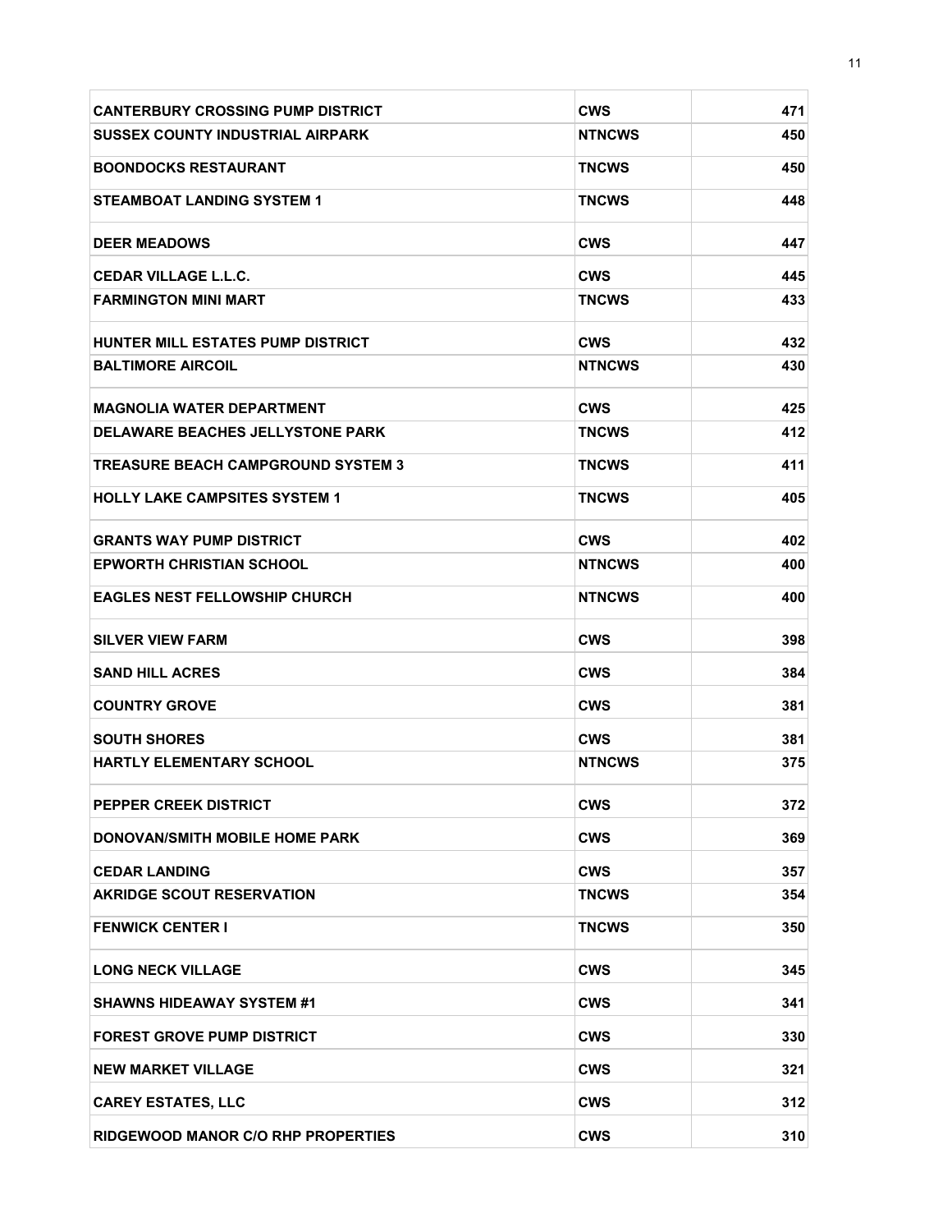| | | |
|---|---|---|
| **CANTERBURY CROSSING PUMP DISTRICT** | **CWS** | **471** |
| **SUSSEX COUNTY INDUSTRIAL AIRPARK** | **NTNCWS** | **450** |
| **BOONDOCKS RESTAURANT** | **TNCWS** | **450** |
| **STEAMBOAT LANDING SYSTEM 1** | **TNCWS** | **448** |
| **DEER MEADOWS** | **CWS** | **447** |
| **CEDAR VILLAGE L.L.C.** | **CWS** | **445** |
| **FARMINGTON MINI MART** | **TNCWS** | **433** |
| **HUNTER MILL ESTATES PUMP DISTRICT** | **CWS** | **432** |
| **BALTIMORE AIRCOIL** | **NTNCWS** | **430** |
| **MAGNOLIA WATER DEPARTMENT** | **CWS** | **425** |
| **DELAWARE BEACHES JELLYSTONE PARK** | **TNCWS** | **412** |
| **TREASURE BEACH CAMPGROUND SYSTEM 3** | **TNCWS** | **411** |
| **HOLLY LAKE CAMPSITES SYSTEM 1** | **TNCWS** | **405** |
| **GRANTS WAY PUMP DISTRICT** | **CWS** | **402** |
| **EPWORTH CHRISTIAN SCHOOL** | **NTNCWS** | **400** |
| **EAGLES NEST FELLOWSHIP CHURCH** | **NTNCWS** | **400** |
| **SILVER VIEW FARM** | **CWS** | **398** |
| **SAND HILL ACRES** | **CWS** | **384** |
| **COUNTRY GROVE** | **CWS** | **381** |
| **SOUTH SHORES** | **CWS** | **381** |
| **HARTLY ELEMENTARY SCHOOL** | **NTNCWS** | **375** |
| **PEPPER CREEK DISTRICT** | **CWS** | **372** |
| **DONOVAN/SMITH MOBILE HOME PARK** | **CWS** | **369** |
| **CEDAR LANDING** | **CWS** | **357** |
| **AKRIDGE SCOUT RESERVATION** | **TNCWS** | **354** |
| **FENWICK CENTER I** | **TNCWS** | **350** |
| **LONG NECK VILLAGE** | **CWS** | **345** |
| **SHAWNS HIDEAWAY SYSTEM #1** | **CWS** | **341** |
| **FOREST GROVE PUMP DISTRICT** | **CWS** | **330** |
| **NEW MARKET VILLAGE** | **CWS** | **321** |
| **CAREY ESTATES, LLC** | **CWS** | **312** |
| **RIDGEWOOD MANOR C/O RHP PROPERTIES** | **CWS** | **310** |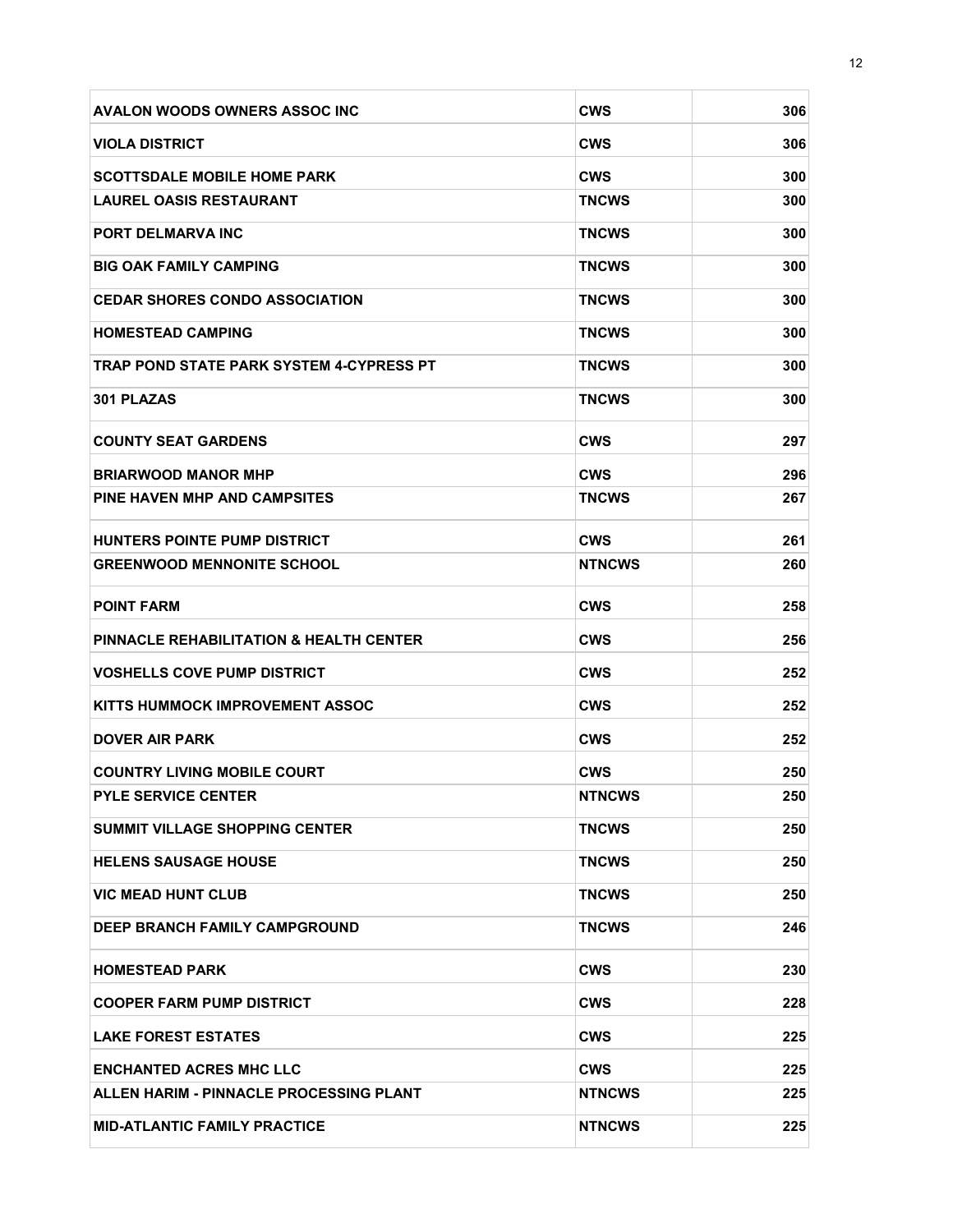| | | |
|---|---|---|
| **AVALON WOODS OWNERS ASSOC INC** | **CWS** | **306** |
| **VIOLA DISTRICT** | **CWS** | **306** |
| **SCOTTSDALE MOBILE HOME PARK** | **CWS** | **300** |
| **LAUREL OASIS RESTAURANT** | **TNCWS** | **300** |
| **PORT DELMARVA INC** | **TNCWS** | **300** |
| **BIG OAK FAMILY CAMPING** | **TNCWS** | **300** |
| **CEDAR SHORES CONDO ASSOCIATION** | **TNCWS** | **300** |
| **HOMESTEAD CAMPING** | **TNCWS** | **300** |
| **TRAP POND STATE PARK SYSTEM 4-CYPRESS PT** | **TNCWS** | **300** |
| **301 PLAZAS** | **TNCWS** | **300** |
| **COUNTY SEAT GARDENS** | **CWS** | **297** |
| **BRIARWOOD MANOR MHP** | **CWS** | **296** |
| **PINE HAVEN MHP AND CAMPSITES** | **TNCWS** | **267** |
| **HUNTERS POINTE PUMP DISTRICT** | **CWS** | **261** |
| **GREENWOOD MENNONITE SCHOOL** | **NTNCWS** | **260** |
| **POINT FARM** | **CWS** | **258** |
| **PINNACLE REHABILITATION & HEALTH CENTER** | **CWS** | **256** |
| **VOSHELLS COVE PUMP DISTRICT** | **CWS** | **252** |
| **KITTS HUMMOCK IMPROVEMENT ASSOC** | **CWS** | **252** |
| **DOVER AIR PARK** | **CWS** | **252** |
| **COUNTRY LIVING MOBILE COURT** | **CWS** | **250** |
| **PYLE SERVICE CENTER** | **NTNCWS** | **250** |
| **SUMMIT VILLAGE SHOPPING CENTER** | **TNCWS** | **250** |
| **HELENS SAUSAGE HOUSE** | **TNCWS** | **250** |
| **VIC MEAD HUNT CLUB** | **TNCWS** | **250** |
| **DEEP BRANCH FAMILY CAMPGROUND** | **TNCWS** | **246** |
| **HOMESTEAD PARK** | **CWS** | **230** |
| **COOPER FARM PUMP DISTRICT** | **CWS** | **228** |
| **LAKE FOREST ESTATES** | **CWS** | **225** |
| **ENCHANTED ACRES MHC LLC** | **CWS** | **225** |
| **ALLEN HARIM - PINNACLE PROCESSING PLANT** | **NTNCWS** | **225** |
| **MID-ATLANTIC FAMILY PRACTICE** | **NTNCWS** | **225** |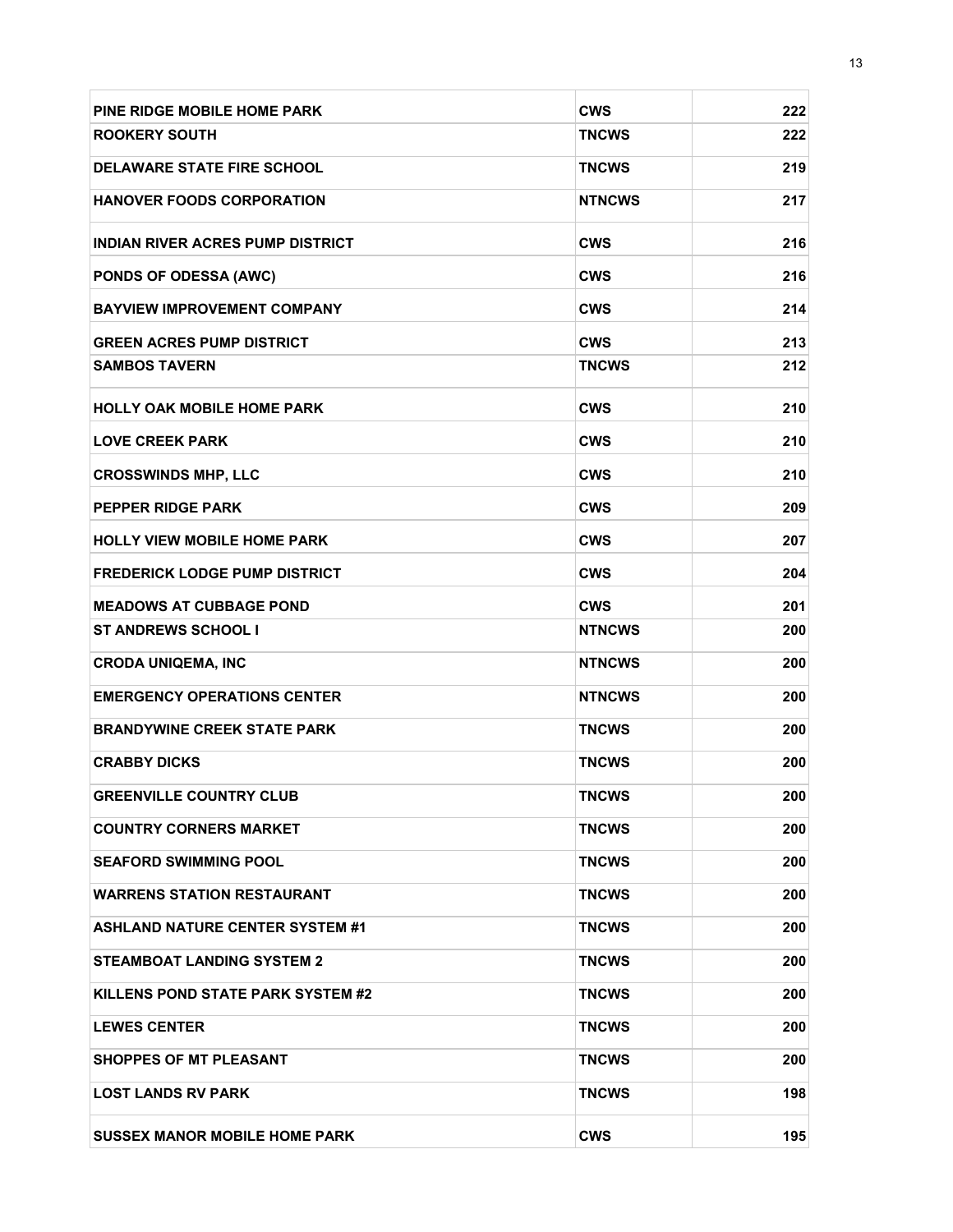| | | |
|---|---|---|
| **PINE RIDGE MOBILE HOME PARK** | **CWS** | **222** |
| **ROOKERY SOUTH** | **TNCWS** | **222** |
| **DELAWARE STATE FIRE SCHOOL** | **TNCWS** | **219** |
| **HANOVER FOODS CORPORATION** | **NTNCWS** | **217** |
| **INDIAN RIVER ACRES PUMP DISTRICT** | **CWS** | **216** |
| **PONDS OF ODESSA (AWC)** | **CWS** | **216** |
| **BAYVIEW IMPROVEMENT COMPANY** | **CWS** | **214** |
| **GREEN ACRES PUMP DISTRICT** | **CWS** | **213** |
| **SAMBOS TAVERN** | **TNCWS** | **212** |
| **HOLLY OAK MOBILE HOME PARK** | **CWS** | **210** |
| **LOVE CREEK PARK** | **CWS** | **210** |
| **CROSSWINDS MHP, LLC** | **CWS** | **210** |
| **PEPPER RIDGE PARK** | **CWS** | **209** |
| **HOLLY VIEW MOBILE HOME PARK** | **CWS** | **207** |
| **FREDERICK LODGE PUMP DISTRICT** | **CWS** | **204** |
| **MEADOWS AT CUBBAGE POND** | **CWS** | **201** |
| **ST ANDREWS SCHOOL I** | **NTNCWS** | **200** |
| **CRODA UNIQEMA, INC** | **NTNCWS** | **200** |
| **EMERGENCY OPERATIONS CENTER** | **NTNCWS** | **200** |
| **BRANDYWINE CREEK STATE PARK** | **TNCWS** | **200** |
| **CRABBY DICKS** | **TNCWS** | **200** |
| **GREENVILLE COUNTRY CLUB** | **TNCWS** | **200** |
| **COUNTRY CORNERS MARKET** | **TNCWS** | **200** |
| **SEAFORD SWIMMING POOL** | **TNCWS** | **200** |
| **WARRENS STATION RESTAURANT** | **TNCWS** | **200** |
| **ASHLAND NATURE CENTER SYSTEM #1** | **TNCWS** | **200** |
| **STEAMBOAT LANDING SYSTEM 2** | **TNCWS** | **200** |
| **KILLENS POND STATE PARK SYSTEM #2** | **TNCWS** | **200** |
| **LEWES CENTER** | **TNCWS** | **200** |
| **SHOPPES OF MT PLEASANT** | **TNCWS** | **200** |
| **LOST LANDS RV PARK** | **TNCWS** | **198** |
| **SUSSEX MANOR MOBILE HOME PARK** | **CWS** | **195** |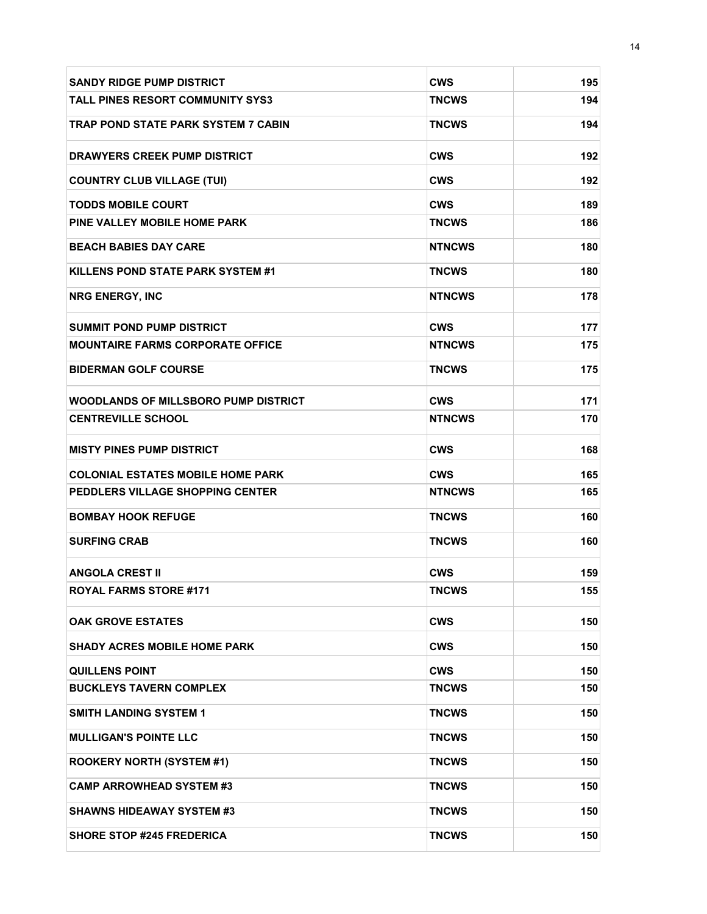| SANDY RIDGE PUMP DISTRICT | CWS | 195 |
|---|---|---|
| TALL PINES RESORT COMMUNITY SYS3 | TNCWS | 194 |
| TRAP POND STATE PARK SYSTEM 7 CABIN | TNCWS | 194 |
| DRAWYERS CREEK PUMP DISTRICT | CWS | 192 |
| COUNTRY CLUB VILLAGE (TUI) | CWS | 192 |
| TODDS MOBILE COURT | CWS | 189 |
| PINE VALLEY MOBILE HOME PARK | TNCWS | 186 |
| BEACH BABIES DAY CARE | NTNCWS | 180 |
| KILLENS POND STATE PARK SYSTEM #1 | TNCWS | 180 |
| NRG ENERGY, INC | NTNCWS | 178 |
| SUMMIT POND PUMP DISTRICT | CWS | 177 |
| MOUNTAIRE FARMS CORPORATE OFFICE | NTNCWS | 175 |
| BIDERMAN GOLF COURSE | TNCWS | 175 |
| WOODLANDS OF MILLSBORO PUMP DISTRICT | CWS | 171 |
| CENTREVILLE SCHOOL | NTNCWS | 170 |
| MISTY PINES PUMP DISTRICT | CWS | 168 |
| COLONIAL ESTATES MOBILE HOME PARK | CWS | 165 |
| PEDDLERS VILLAGE SHOPPING CENTER | NTNCWS | 165 |
| BOMBAY HOOK REFUGE | TNCWS | 160 |
| SURFING CRAB | TNCWS | 160 |
| ANGOLA CREST II | CWS | 159 |
| ROYAL FARMS STORE #171 | TNCWS | 155 |
| OAK GROVE ESTATES | CWS | 150 |
| SHADY ACRES MOBILE HOME PARK | CWS | 150 |
| QUILLENS POINT | CWS | 150 |
| BUCKLEYS TAVERN COMPLEX | TNCWS | 150 |
| SMITH LANDING SYSTEM 1 | TNCWS | 150 |
| MULLIGAN'S POINTE LLC | TNCWS | 150 |
| ROOKERY NORTH (SYSTEM #1) | TNCWS | 150 |
| CAMP ARROWHEAD SYSTEM #3 | TNCWS | 150 |
| SHAWNS HIDEAWAY SYSTEM #3 | TNCWS | 150 |
| SHORE STOP #245 FREDERICA | TNCWS | 150 |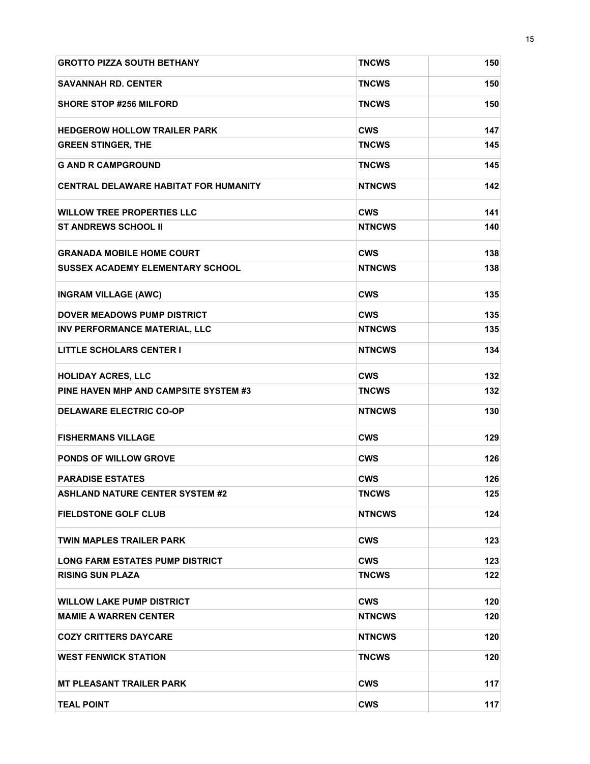| | | |
|---|---|---|
| **GROTTO PIZZA SOUTH BETHANY** | **TNCWS** | **150** |
| **SAVANNAH RD. CENTER** | **TNCWS** | **150** |
| **SHORE STOP #256 MILFORD** | **TNCWS** | **150** |
| **HEDGEROW HOLLOW TRAILER PARK** | **CWS** | **147** |
| **GREEN STINGER, THE** | **TNCWS** | **145** |
| **G AND R CAMPGROUND** | **TNCWS** | **145** |
| **CENTRAL DELAWARE HABITAT FOR HUMANITY** | **NTNCWS** | **142** |
| **WILLOW TREE PROPERTIES LLC** | **CWS** | **141** |
| **ST ANDREWS SCHOOL II** | **NTNCWS** | **140** |
| **GRANADA MOBILE HOME COURT** | **CWS** | **138** |
| **SUSSEX ACADEMY ELEMENTARY SCHOOL** | **NTNCWS** | **138** |
| **INGRAM VILLAGE (AWC)** | **CWS** | **135** |
| **DOVER MEADOWS PUMP DISTRICT** | **CWS** | **135** |
| **INV PERFORMANCE MATERIAL, LLC** | **NTNCWS** | **135** |
| **LITTLE SCHOLARS CENTER I** | **NTNCWS** | **134** |
| **HOLIDAY ACRES, LLC** | **CWS** | **132** |
| **PINE HAVEN MHP AND CAMPSITE SYSTEM #3** | **TNCWS** | **132** |
| **DELAWARE ELECTRIC CO-OP** | **NTNCWS** | **130** |
| **FISHERMANS VILLAGE** | **CWS** | **129** |
| **PONDS OF WILLOW GROVE** | **CWS** | **126** |
| **PARADISE ESTATES** | **CWS** | **126** |
| **ASHLAND NATURE CENTER SYSTEM #2** | **TNCWS** | **125** |
| **FIELDSTONE GOLF CLUB** | **NTNCWS** | **124** |
| **TWIN MAPLES TRAILER PARK** | **CWS** | **123** |
| **LONG FARM ESTATES PUMP DISTRICT** | **CWS** | **123** |
| **RISING SUN PLAZA** | **TNCWS** | **122** |
| **WILLOW LAKE PUMP DISTRICT** | **CWS** | **120** |
| **MAMIE A WARREN CENTER** | **NTNCWS** | **120** |
| **COZY CRITTERS DAYCARE** | **NTNCWS** | **120** |
| **WEST FENWICK STATION** | **TNCWS** | **120** |
| **MT PLEASANT TRAILER PARK** | **CWS** | **117** |
| **TEAL POINT** | **CWS** | **117** |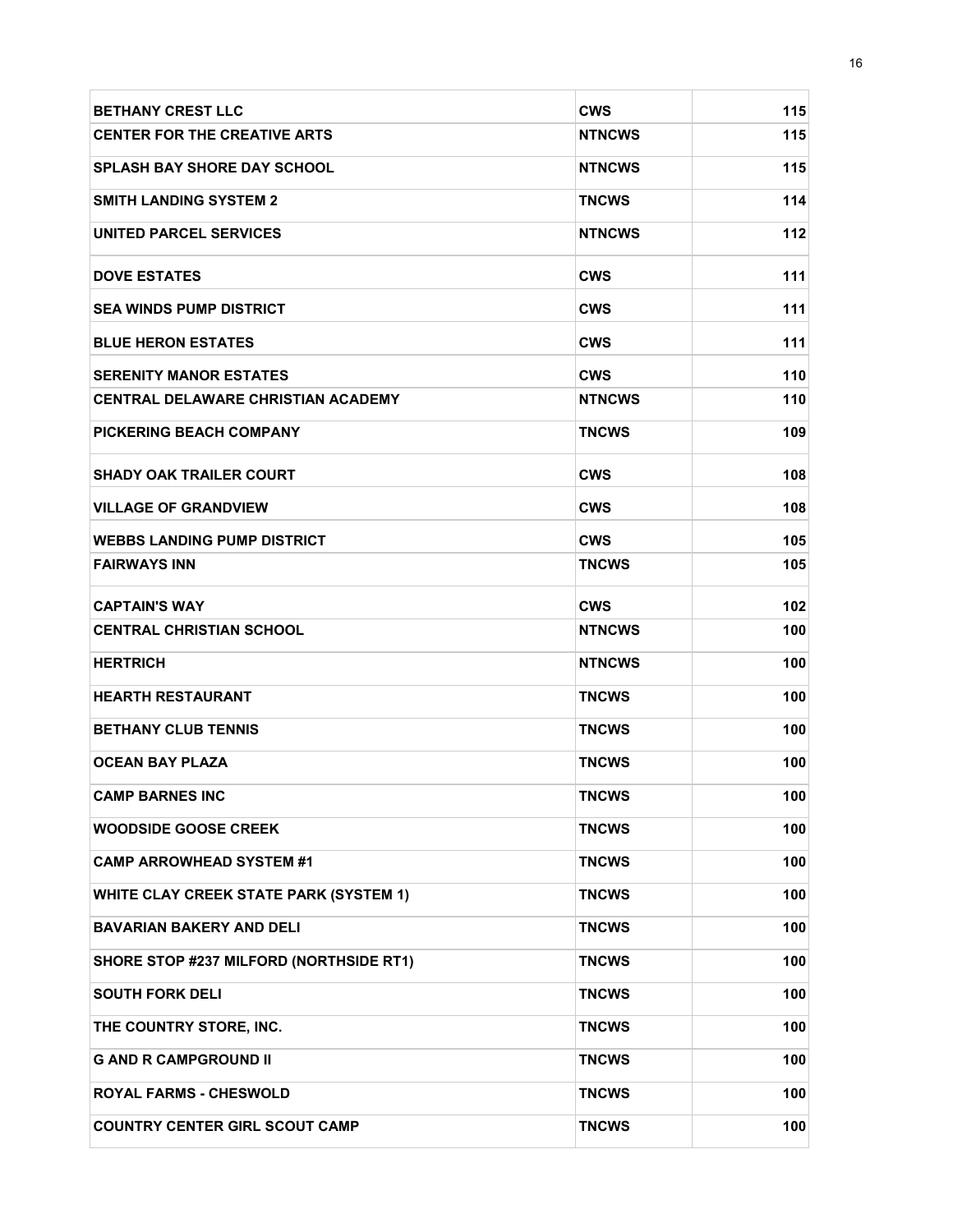| | | |
|---|---|---|
| **BETHANY CREST LLC** | **CWS** | **115** |
| **CENTER FOR THE CREATIVE ARTS** | **NTNCWS** | **115** |
| **SPLASH BAY SHORE DAY SCHOOL** | **NTNCWS** | **115** |
| **SMITH LANDING SYSTEM 2** | **TNCWS** | **114** |
| **UNITED PARCEL SERVICES** | **NTNCWS** | **112** |
| **DOVE ESTATES** | **CWS** | **111** |
| **SEA WINDS PUMP DISTRICT** | **CWS** | **111** |
| **BLUE HERON ESTATES** | **CWS** | **111** |
| **SERENITY MANOR ESTATES** | **CWS** | **110** |
| **CENTRAL DELAWARE CHRISTIAN ACADEMY** | **NTNCWS** | **110** |
| **PICKERING BEACH COMPANY** | **TNCWS** | **109** |
| **SHADY OAK TRAILER COURT** | **CWS** | **108** |
| **VILLAGE OF GRANDVIEW** | **CWS** | **108** |
| **WEBBS LANDING PUMP DISTRICT** | **CWS** | **105** |
| **FAIRWAYS INN** | **TNCWS** | **105** |
| **CAPTAIN'S WAY** | **CWS** | **102** |
| **CENTRAL CHRISTIAN SCHOOL** | **NTNCWS** | **100** |
| **HERTRICH** | **NTNCWS** | **100** |
| **HEARTH RESTAURANT** | **TNCWS** | **100** |
| **BETHANY CLUB TENNIS** | **TNCWS** | **100** |
| **OCEAN BAY PLAZA** | **TNCWS** | **100** |
| **CAMP BARNES INC** | **TNCWS** | **100** |
| **WOODSIDE GOOSE CREEK** | **TNCWS** | **100** |
| **CAMP ARROWHEAD SYSTEM #1** | **TNCWS** | **100** |
| **WHITE CLAY CREEK STATE PARK (SYSTEM 1)** | **TNCWS** | **100** |
| **BAVARIAN BAKERY AND DELI** | **TNCWS** | **100** |
| **SHORE STOP #237 MILFORD (NORTHSIDE RT1)** | **TNCWS** | **100** |
| **SOUTH FORK DELI** | **TNCWS** | **100** |
| **THE COUNTRY STORE, INC.** | **TNCWS** | **100** |
| **G AND R CAMPGROUND II** | **TNCWS** | **100** |
| **ROYAL FARMS - CHESWOLD** | **TNCWS** | **100** |
| **COUNTRY CENTER GIRL SCOUT CAMP** | **TNCWS** | **100** |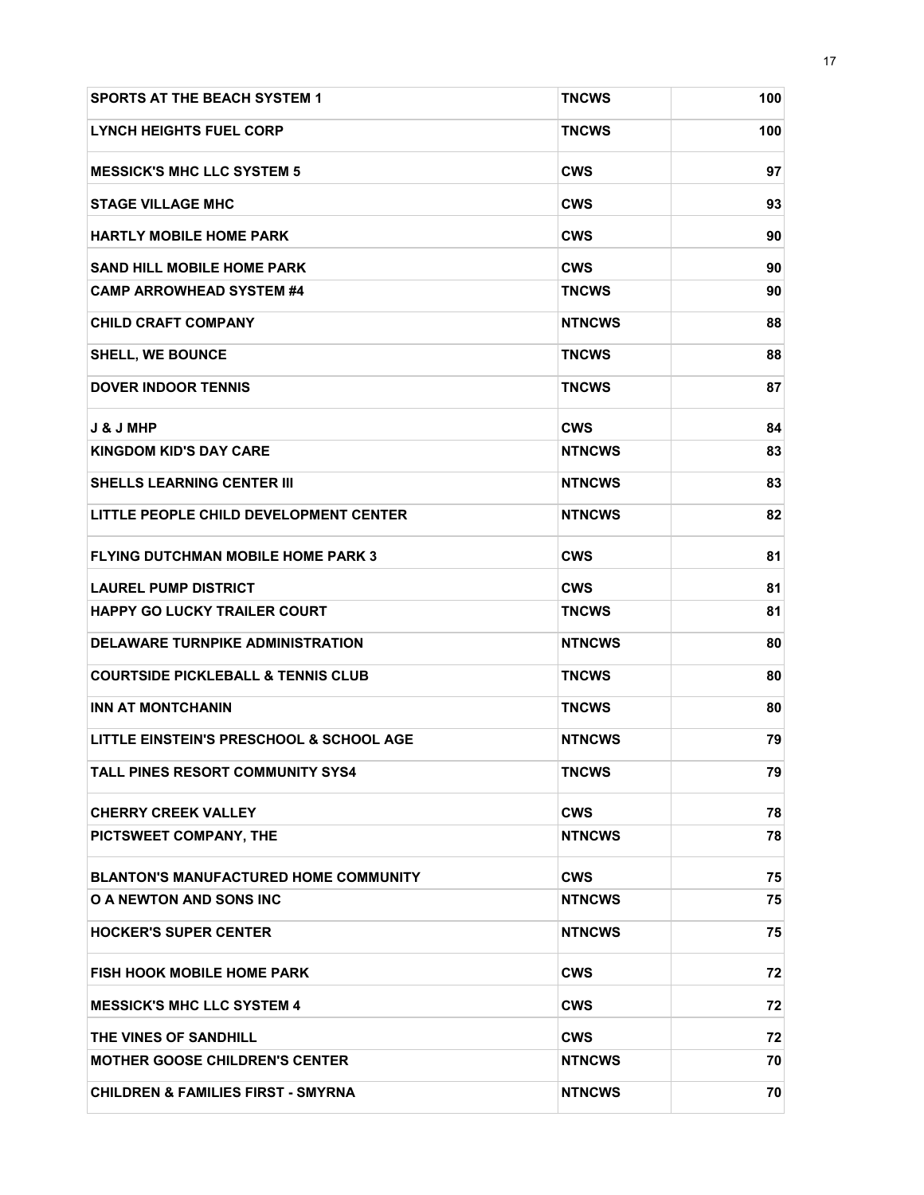| | | |
|---|---|---|
| **SPORTS AT THE BEACH SYSTEM 1** | **TNCWS** | **100** |
| **LYNCH HEIGHTS FUEL CORP** | **TNCWS** | **100** |
| **MESSICK'S MHC LLC SYSTEM 5** | **CWS** | **97** |
| **STAGE VILLAGE MHC** | **CWS** | **93** |
| **HARTLY MOBILE HOME PARK** | **CWS** | **90** |
| **SAND HILL MOBILE HOME PARK** | **CWS** | **90** |
| **CAMP ARROWHEAD SYSTEM #4** | **TNCWS** | **90** |
| **CHILD CRAFT COMPANY** | **NTNCWS** | **88** |
| **SHELL, WE BOUNCE** | **TNCWS** | **88** |
| **DOVER INDOOR TENNIS** | **TNCWS** | **87** |
| **J & J MHP** | **CWS** | **84** |
| **KINGDOM KID'S DAY CARE** | **NTNCWS** | **83** |
| **SHELLS LEARNING CENTER III** | **NTNCWS** | **83** |
| **LITTLE PEOPLE CHILD DEVELOPMENT CENTER** | **NTNCWS** | **82** |
| **FLYING DUTCHMAN MOBILE HOME PARK 3** | **CWS** | **81** |
| **LAUREL PUMP DISTRICT** | **CWS** | **81** |
| **HAPPY GO LUCKY TRAILER COURT** | **TNCWS** | **81** |
| **DELAWARE TURNPIKE ADMINISTRATION** | **NTNCWS** | **80** |
| **COURTSIDE PICKLEBALL & TENNIS CLUB** | **TNCWS** | **80** |
| **INN AT MONTCHANIN** | **TNCWS** | **80** |
| **LITTLE EINSTEIN'S PRESCHOOL & SCHOOL AGE** | **NTNCWS** | **79** |
| **TALL PINES RESORT COMMUNITY SYS4** | **TNCWS** | **79** |
| **CHERRY CREEK VALLEY** | **CWS** | **78** |
| **PICTSWEET COMPANY, THE** | **NTNCWS** | **78** |
| **BLANTON'S MANUFACTURED HOME COMMUNITY** | **CWS** | **75** |
| **O A NEWTON AND SONS INC** | **NTNCWS** | **75** |
| **HOCKER'S SUPER CENTER** | **NTNCWS** | **75** |
| **FISH HOOK MOBILE HOME PARK** | **CWS** | **72** |
| **MESSICK'S MHC LLC SYSTEM 4** | **CWS** | **72** |
| **THE VINES OF SANDHILL** | **CWS** | **72** |
| **MOTHER GOOSE CHILDREN'S CENTER** | **NTNCWS** | **70** |
| **CHILDREN & FAMILIES FIRST - SMYRNA** | **NTNCWS** | **70** |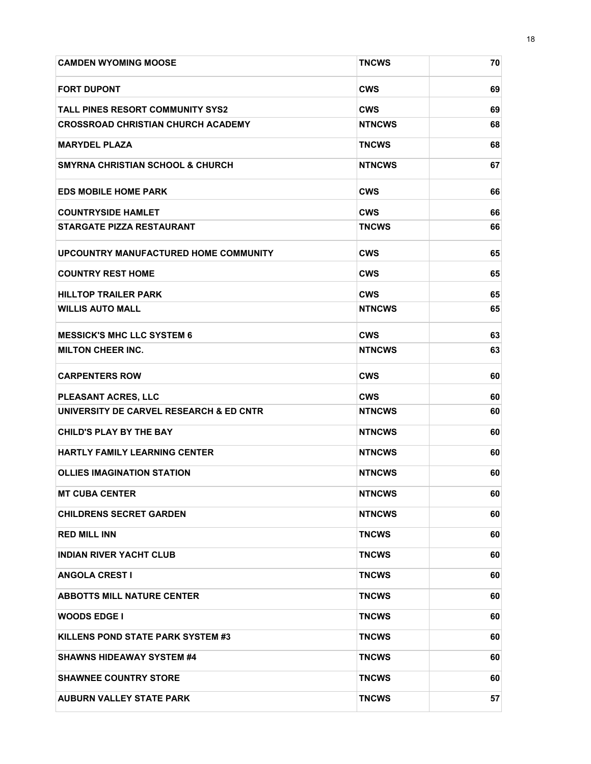| | | |
|---|---|---|
| CAMDEN WYOMING MOOSE | TNCWS | 70 |
| FORT DUPONT | CWS | 69 |
| TALL PINES RESORT COMMUNITY SYS2 | CWS | 69 |
| CROSSROAD CHRISTIAN CHURCH ACADEMY | NTNCWS | 68 |
| MARYDEL PLAZA | TNCWS | 68 |
| SMYRNA CHRISTIAN SCHOOL & CHURCH | NTNCWS | 67 |
| EDS MOBILE HOME PARK | CWS | 66 |
| COUNTRYSIDE HAMLET | CWS | 66 |
| STARGATE PIZZA RESTAURANT | TNCWS | 66 |
| UPCOUNTRY MANUFACTURED HOME COMMUNITY | CWS | 65 |
| COUNTRY REST HOME | CWS | 65 |
| HILLTOP TRAILER PARK | CWS | 65 |
| WILLIS AUTO MALL | NTNCWS | 65 |
| MESSICK'S MHC LLC SYSTEM 6 | CWS | 63 |
| MILTON CHEER INC. | NTNCWS | 63 |
| CARPENTERS ROW | CWS | 60 |
| PLEASANT ACRES, LLC | CWS | 60 |
| UNIVERSITY DE CARVEL RESEARCH & ED CNTR | NTNCWS | 60 |
| CHILD'S PLAY BY THE BAY | NTNCWS | 60 |
| HARTLY FAMILY LEARNING CENTER | NTNCWS | 60 |
| OLLIES IMAGINATION STATION | NTNCWS | 60 |
| MT CUBA CENTER | NTNCWS | 60 |
| CHILDRENS SECRET GARDEN | NTNCWS | 60 |
| RED MILL INN | TNCWS | 60 |
| INDIAN RIVER YACHT CLUB | TNCWS | 60 |
| ANGOLA CREST I | TNCWS | 60 |
| ABBOTTS MILL NATURE CENTER | TNCWS | 60 |
| WOODS EDGE I | TNCWS | 60 |
| KILLENS POND STATE PARK SYSTEM #3 | TNCWS | 60 |
| SHAWNS HIDEAWAY SYSTEM #4 | TNCWS | 60 |
| SHAWNEE COUNTRY STORE | TNCWS | 60 |
| AUBURN VALLEY STATE PARK | TNCWS | 57 |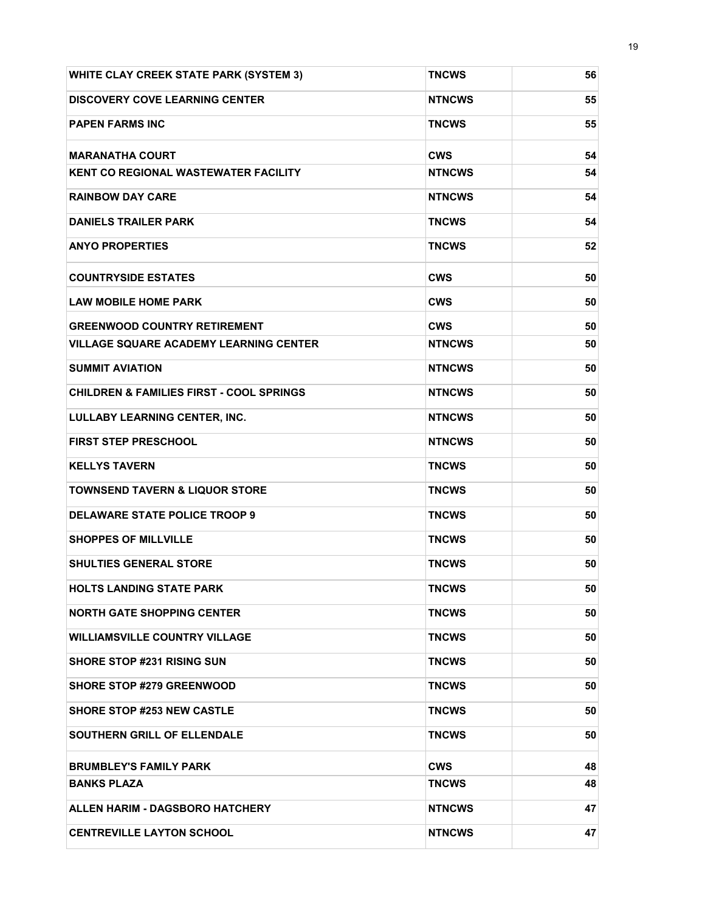| | | |
|---|---|---|
| **WHITE CLAY CREEK STATE PARK (SYSTEM 3)** | **TNCWS** | **56** |
| **DISCOVERY COVE LEARNING CENTER** | **NTNCWS** | **55** |
| **PAPEN FARMS INC** | **TNCWS** | **55** |
| **MARANATHA COURT** | **CWS** | **54** |
| **KENT CO REGIONAL WASTEWATER FACILITY** | **NTNCWS** | **54** |
| **RAINBOW DAY CARE** | **NTNCWS** | **54** |
| **DANIELS TRAILER PARK** | **TNCWS** | **54** |
| **ANYO PROPERTIES** | **TNCWS** | **52** |
| **COUNTRYSIDE ESTATES** | **CWS** | **50** |
| **LAW MOBILE HOME PARK** | **CWS** | **50** |
| **GREENWOOD COUNTRY RETIREMENT** | **CWS** | **50** |
| **VILLAGE SQUARE ACADEMY LEARNING CENTER** | **NTNCWS** | **50** |
| **SUMMIT AVIATION** | **NTNCWS** | **50** |
| **CHILDREN & FAMILIES FIRST - COOL SPRINGS** | **NTNCWS** | **50** |
| **LULLABY LEARNING CENTER, INC.** | **NTNCWS** | **50** |
| **FIRST STEP PRESCHOOL** | **NTNCWS** | **50** |
| **KELLYS TAVERN** | **TNCWS** | **50** |
| **TOWNSEND TAVERN & LIQUOR STORE** | **TNCWS** | **50** |
| **DELAWARE STATE POLICE TROOP 9** | **TNCWS** | **50** |
| **SHOPPES OF MILLVILLE** | **TNCWS** | **50** |
| **SHULTIES GENERAL STORE** | **TNCWS** | **50** |
| **HOLTS LANDING STATE PARK** | **TNCWS** | **50** |
| **NORTH GATE SHOPPING CENTER** | **TNCWS** | **50** |
| **WILLIAMSVILLE COUNTRY VILLAGE** | **TNCWS** | **50** |
| **SHORE STOP #231 RISING SUN** | **TNCWS** | **50** |
| **SHORE STOP #279 GREENWOOD** | **TNCWS** | **50** |
| **SHORE STOP #253 NEW CASTLE** | **TNCWS** | **50** |
| **SOUTHERN GRILL OF ELLENDALE** | **TNCWS** | **50** |
| **BRUMBLEY'S FAMILY PARK** | **CWS** | **48** |
| **BANKS PLAZA** | **TNCWS** | **48** |
| **ALLEN HARIM - DAGSBORO HATCHERY** | **NTNCWS** | **47** |
| **CENTREVILLE LAYTON SCHOOL** | **NTNCWS** | **47** |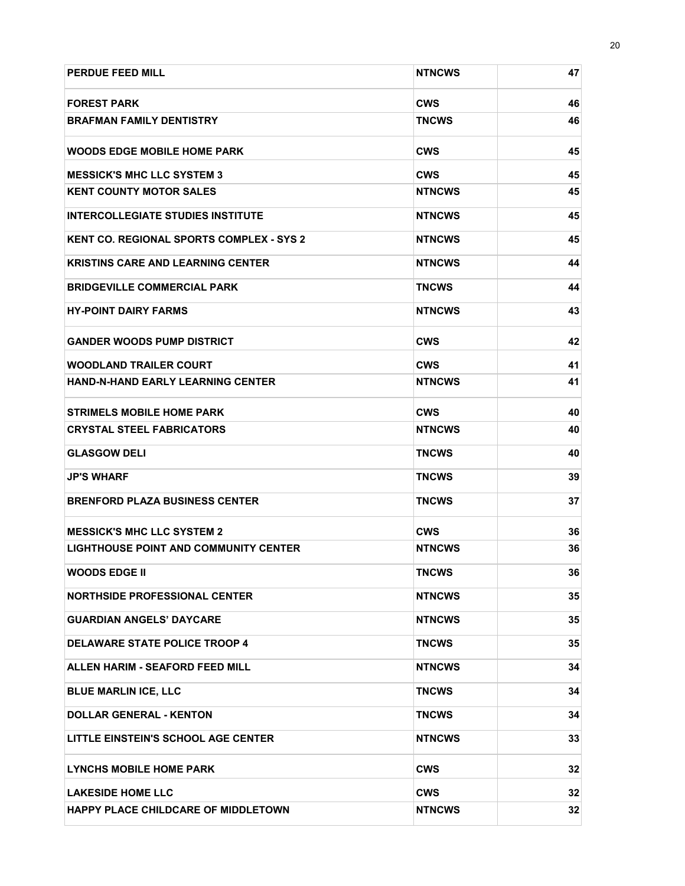| | | |
|---|---|---|
| **PERDUE FEED MILL** | **NTNCWS** | **47** |
| **FOREST PARK** | **CWS** | **46** |
| **BRAFMAN FAMILY DENTISTRY** | **TNCWS** | **46** |
| **WOODS EDGE MOBILE HOME PARK** | **CWS** | **45** |
| **MESSICK'S MHC LLC SYSTEM 3** | **CWS** | **45** |
| **KENT COUNTY MOTOR SALES** | **NTNCWS** | **45** |
| **INTERCOLLEGIATE STUDIES INSTITUTE** | **NTNCWS** | **45** |
| **KENT CO. REGIONAL SPORTS COMPLEX - SYS 2** | **NTNCWS** | **45** |
| **KRISTINS CARE AND LEARNING CENTER** | **NTNCWS** | **44** |
| **BRIDGEVILLE COMMERCIAL PARK** | **TNCWS** | **44** |
| **HY-POINT DAIRY FARMS** | **NTNCWS** | **43** |
| **GANDER WOODS PUMP DISTRICT** | **CWS** | **42** |
| **WOODLAND TRAILER COURT** | **CWS** | **41** |
| **HAND-N-HAND EARLY LEARNING CENTER** | **NTNCWS** | **41** |
| **STRIMELS MOBILE HOME PARK** | **CWS** | **40** |
| **CRYSTAL STEEL FABRICATORS** | **NTNCWS** | **40** |
| **GLASGOW DELI** | **TNCWS** | **40** |
| **JP'S WHARF** | **TNCWS** | **39** |
| **BRENFORD PLAZA BUSINESS CENTER** | **TNCWS** | **37** |
| **MESSICK'S MHC LLC SYSTEM 2** | **CWS** | **36** |
| **LIGHTHOUSE POINT AND COMMUNITY CENTER** | **NTNCWS** | **36** |
| **WOODS EDGE II** | **TNCWS** | **36** |
| **NORTHSIDE PROFESSIONAL CENTER** | **NTNCWS** | **35** |
| **GUARDIAN ANGELS' DAYCARE** | **NTNCWS** | **35** |
| **DELAWARE STATE POLICE TROOP 4** | **TNCWS** | **35** |
| **ALLEN HARIM - SEAFORD FEED MILL** | **NTNCWS** | **34** |
| **BLUE MARLIN ICE, LLC** | **TNCWS** | **34** |
| **DOLLAR GENERAL - KENTON** | **TNCWS** | **34** |
| **LITTLE EINSTEIN'S SCHOOL AGE CENTER** | **NTNCWS** | **33** |
| **LYNCHS MOBILE HOME PARK** | **CWS** | **32** |
| **LAKESIDE HOME LLC** | **CWS** | **32** |
| **HAPPY PLACE CHILDCARE OF MIDDLETOWN** | **NTNCWS** | **32** |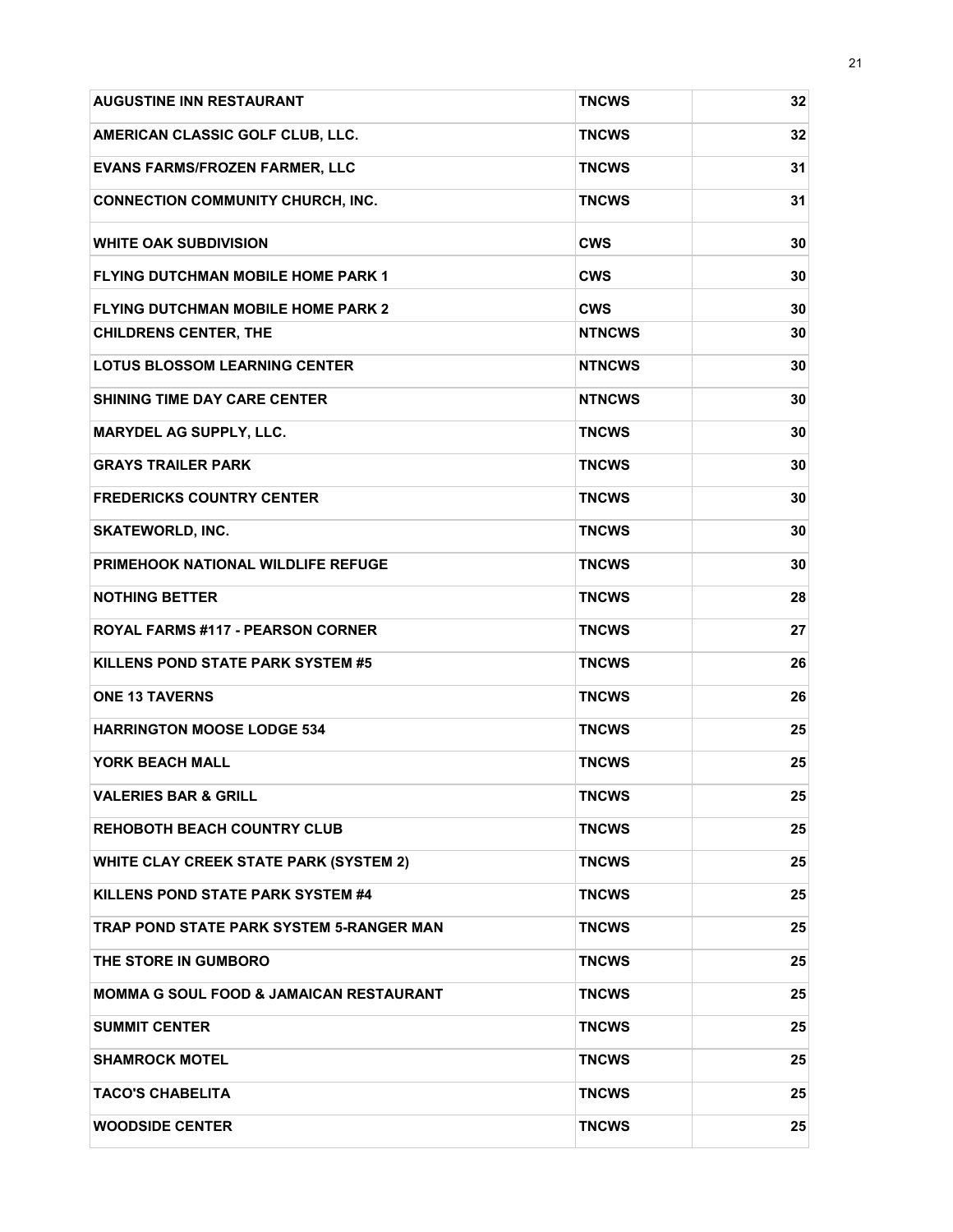| | | |
|---|---|---|
| **AUGUSTINE INN RESTAURANT** | **TNCWS** | **32** |
| **AMERICAN CLASSIC GOLF CLUB, LLC.** | **TNCWS** | **32** |
| **EVANS FARMS/FROZEN FARMER, LLC** | **TNCWS** | **31** |
| **CONNECTION COMMUNITY CHURCH, INC.** | **TNCWS** | **31** |
| **WHITE OAK SUBDIVISION** | **CWS** | **30** |
| **FLYING DUTCHMAN MOBILE HOME PARK 1** | **CWS** | **30** |
| **FLYING DUTCHMAN MOBILE HOME PARK 2** | **CWS** | **30** |
| **CHILDRENS CENTER, THE** | **NTNCWS** | **30** |
| **LOTUS BLOSSOM LEARNING CENTER** | **NTNCWS** | **30** |
| **SHINING TIME DAY CARE CENTER** | **NTNCWS** | **30** |
| **MARYDEL AG SUPPLY, LLC.** | **TNCWS** | **30** |
| **GRAYS TRAILER PARK** | **TNCWS** | **30** |
| **FREDERICKS COUNTRY CENTER** | **TNCWS** | **30** |
| **SKATEWORLD, INC.** | **TNCWS** | **30** |
| **PRIMEHOOK NATIONAL WILDLIFE REFUGE** | **TNCWS** | **30** |
| **NOTHING BETTER** | **TNCWS** | **28** |
| **ROYAL FARMS #117 - PEARSON CORNER** | **TNCWS** | **27** |
| **KILLENS POND STATE PARK SYSTEM #5** | **TNCWS** | **26** |
| **ONE 13 TAVERNS** | **TNCWS** | **26** |
| **HARRINGTON MOOSE LODGE 534** | **TNCWS** | **25** |
| **YORK BEACH MALL** | **TNCWS** | **25** |
| **VALERIES BAR & GRILL** | **TNCWS** | **25** |
| **REHOBOTH BEACH COUNTRY CLUB** | **TNCWS** | **25** |
| **WHITE CLAY CREEK STATE PARK (SYSTEM 2)** | **TNCWS** | **25** |
| **KILLENS POND STATE PARK SYSTEM #4** | **TNCWS** | **25** |
| **TRAP POND STATE PARK SYSTEM 5-RANGER MAN** | **TNCWS** | **25** |
| **THE STORE IN GUMBORO** | **TNCWS** | **25** |
| **MOMMA G SOUL FOOD & JAMAICAN RESTAURANT** | **TNCWS** | **25** |
| **SUMMIT CENTER** | **TNCWS** | **25** |
| **SHAMROCK MOTEL** | **TNCWS** | **25** |
| **TACO'S CHABELITA** | **TNCWS** | **25** |
| **WOODSIDE CENTER** | **TNCWS** | **25** |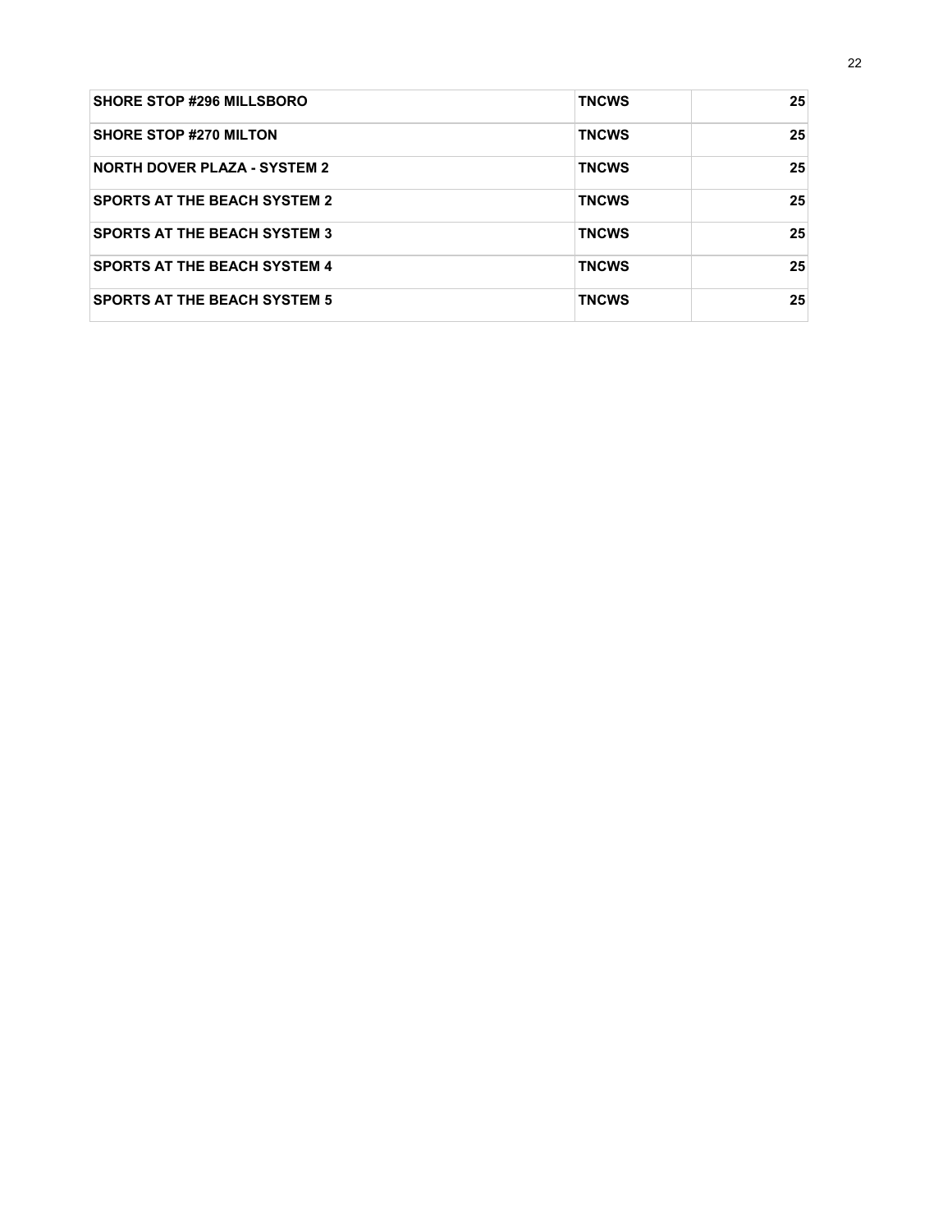| | | |
|---|---|---|
| **SHORE STOP #296 MILLSBORO** | **TNCWS** | **25** |
| **SHORE STOP #270 MILTON** | **TNCWS** | **25** |
| **NORTH DOVER PLAZA - SYSTEM 2** | **TNCWS** | **25** |
| **SPORTS AT THE BEACH SYSTEM 2** | **TNCWS** | **25** |
| **SPORTS AT THE BEACH SYSTEM 3** | **TNCWS** | **25** |
| **SPORTS AT THE BEACH SYSTEM 4** | **TNCWS** | **25** |
| **SPORTS AT THE BEACH SYSTEM 5** | **TNCWS** | **25** |